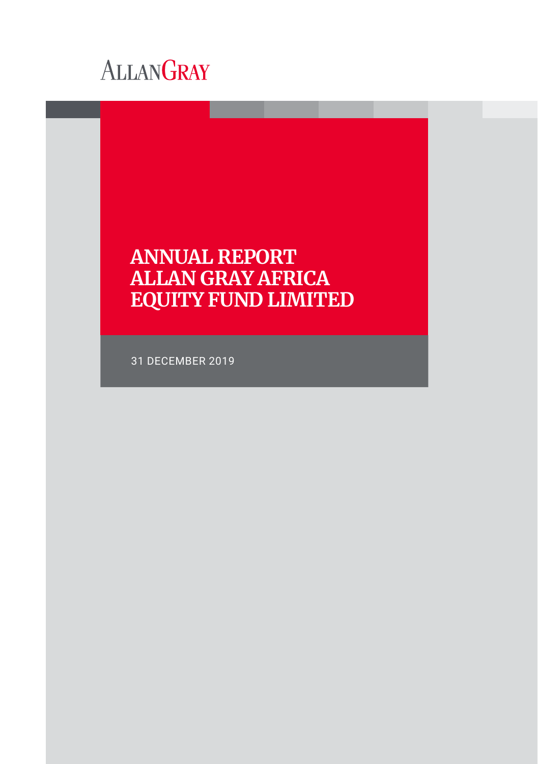ALLANGRAY

# ANNUAL REPORT ALLAN GRAY AFRICA EQUITY FUND LIMITED

31 DECEMBER 2019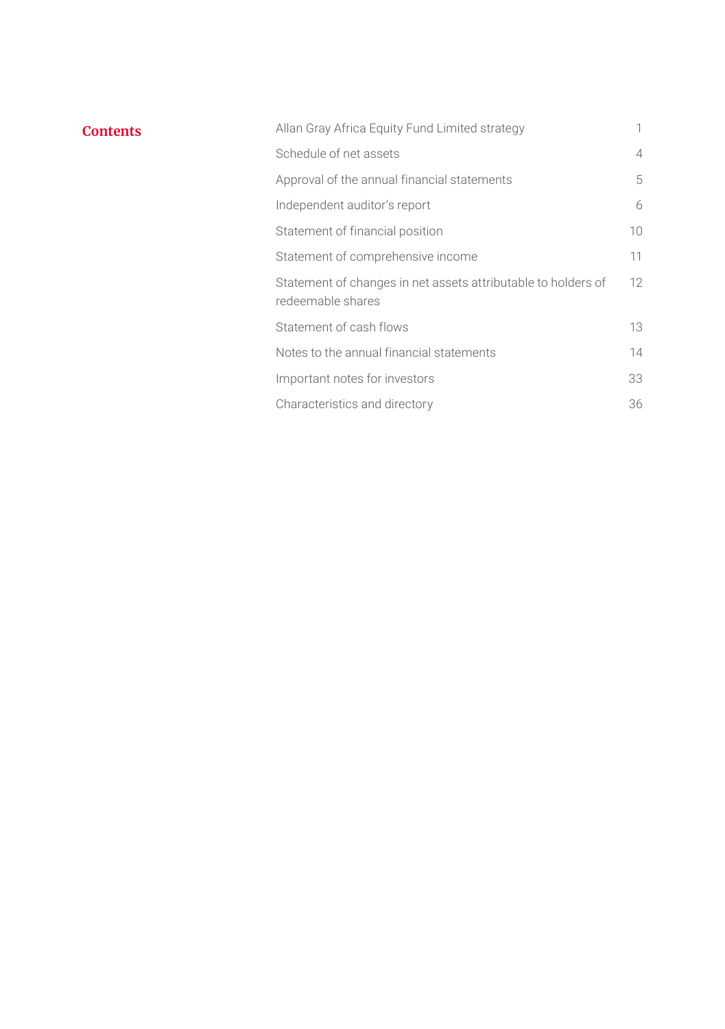## Contents

| | |
|---|---|
| Allan Gray Africa Equity Fund Limited strategy | 1 |
| Schedule of net assets | 4 |
| Approval of the annual financial statements | 5 |
| Independent auditor's report | 6 |
| Statement of financial position | 10 |
| Statement of comprehensive income | 11 |
| Statement of changes in net assets attributable to holders of redeemable shares | 12 |
| Statement of cash flows | 13 |
| Notes to the annual financial statements | 14 |
| Important notes for investors | 33 |
| Characteristics and directory | 36 |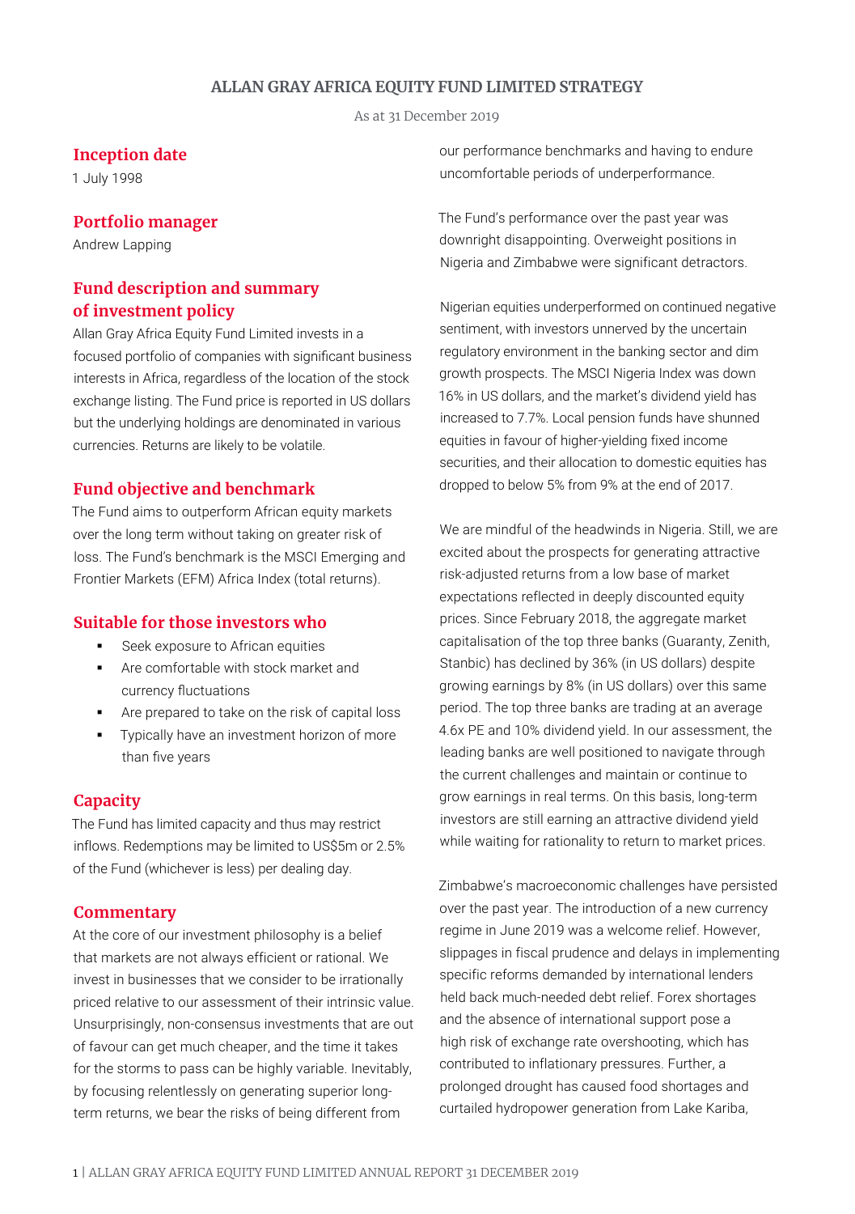# ALLAN GRAY AFRICA EQUITY FUND LIMITED STRATEGY

As at 31 December 2019

## Inception date

1 July 1998

## Portfolio manager

Andrew Lapping

## Fund description and summary of investment policy

Allan Gray Africa Equity Fund Limited invests in a focused portfolio of companies with significant business interests in Africa, regardless of the location of the stock exchange listing. The Fund price is reported in US dollars but the underlying holdings are denominated in various currencies. Returns are likely to be volatile.

## Fund objective and benchmark

The Fund aims to outperform African equity markets over the long term without taking on greater risk of loss. The Fund's benchmark is the MSCI Emerging and Frontier Markets (EFM) Africa Index (total returns).

## Suitable for those investors who

- Seek exposure to African equities
- Are comfortable with stock market and currency fluctuations
- Are prepared to take on the risk of capital loss
- Typically have an investment horizon of more than five years

## Capacity

The Fund has limited capacity and thus may restrict inflows. Redemptions may be limited to US$5m or 2.5% of the Fund (whichever is less) per dealing day.

## Commentary

At the core of our investment philosophy is a belief that markets are not always efficient or rational. We invest in businesses that we consider to be irrationally priced relative to our assessment of their intrinsic value. Unsurprisingly, non-consensus investments that are out of favour can get much cheaper, and the time it takes for the storms to pass can be highly variable. Inevitably, by focusing relentlessly on generating superior long-term returns, we bear the risks of being different from our performance benchmarks and having to endure uncomfortable periods of underperformance.

The Fund's performance over the past year was downright disappointing. Overweight positions in Nigeria and Zimbabwe were significant detractors.

Nigerian equities underperformed on continued negative sentiment, with investors unnerved by the uncertain regulatory environment in the banking sector and dim growth prospects. The MSCI Nigeria Index was down 16% in US dollars, and the market's dividend yield has increased to 7.7%. Local pension funds have shunned equities in favour of higher-yielding fixed income securities, and their allocation to domestic equities has dropped to below 5% from 9% at the end of 2017.

We are mindful of the headwinds in Nigeria. Still, we are excited about the prospects for generating attractive risk-adjusted returns from a low base of market expectations reflected in deeply discounted equity prices. Since February 2018, the aggregate market capitalisation of the top three banks (Guaranty, Zenith, Stanbic) has declined by 36% (in US dollars) despite growing earnings by 8% (in US dollars) over this same period. The top three banks are trading at an average 4.6x PE and 10% dividend yield. In our assessment, the leading banks are well positioned to navigate through the current challenges and maintain or continue to grow earnings in real terms. On this basis, long-term investors are still earning an attractive dividend yield while waiting for rationality to return to market prices.

Zimbabwe's macroeconomic challenges have persisted over the past year. The introduction of a new currency regime in June 2019 was a welcome relief. However, slippages in fiscal prudence and delays in implementing specific reforms demanded by international lenders held back much-needed debt relief. Forex shortages and the absence of international support pose a high risk of exchange rate overshooting, which has contributed to inflationary pressures. Further, a prolonged drought has caused food shortages and curtailed hydropower generation from Lake Kariba,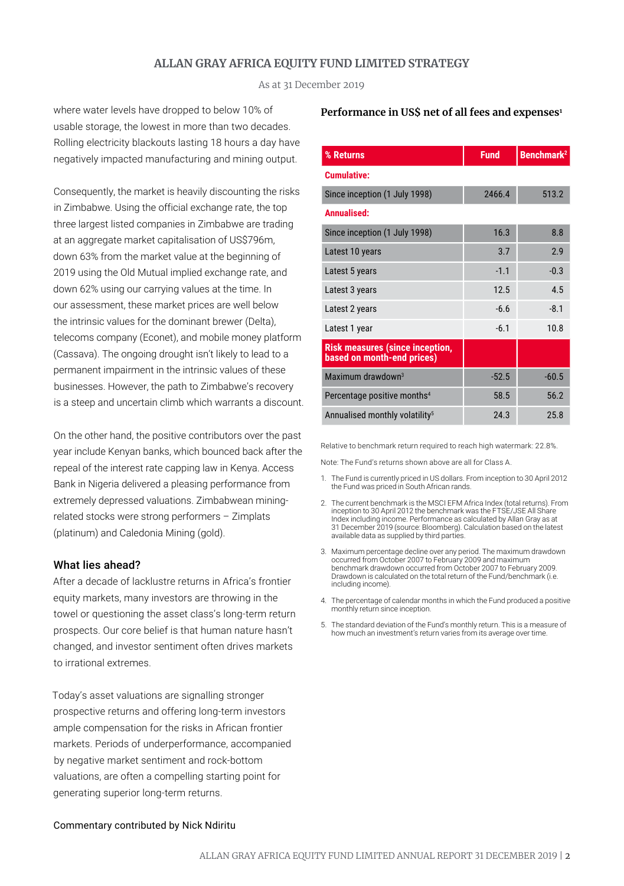## ALLAN GRAY AFRICA EQUITY FUND LIMITED STRATEGY

As at 31 December 2019

where water levels have dropped to below 10% of usable storage, the lowest in more than two decades. Rolling electricity blackouts lasting 18 hours a day have negatively impacted manufacturing and mining output.

Consequently, the market is heavily discounting the risks in Zimbabwe. Using the official exchange rate, the top three largest listed companies in Zimbabwe are trading at an aggregate market capitalisation of US$796m, down 63% from the market value at the beginning of 2019 using the Old Mutual implied exchange rate, and down 62% using our carrying values at the time. In our assessment, these market prices are well below the intrinsic values for the dominant brewer (Delta), telecoms company (Econet), and mobile money platform (Cassava). The ongoing drought isn't likely to lead to a permanent impairment in the intrinsic values of these businesses. However, the path to Zimbabwe's recovery is a steep and uncertain climb which warrants a discount.

On the other hand, the positive contributors over the past year include Kenyan banks, which bounced back after the repeal of the interest rate capping law in Kenya. Access Bank in Nigeria delivered a pleasing performance from extremely depressed valuations. Zimbabwean mining-related stocks were strong performers – Zimplats (platinum) and Caledonia Mining (gold).

### What lies ahead?

After a decade of lacklustre returns in Africa's frontier equity markets, many investors are throwing in the towel or questioning the asset class's long-term return prospects. Our core belief is that human nature hasn't changed, and investor sentiment often drives markets to irrational extremes.

Today's asset valuations are signalling stronger prospective returns and offering long-term investors ample compensation for the risks in African frontier markets. Periods of underperformance, accompanied by negative market sentiment and rock-bottom valuations, are often a compelling starting point for generating superior long-term returns.

Commentary contributed by Nick Ndiritu

### Performance in US$ net of all fees and expenses[1]

| % Returns | Fund | Benchmark[2] |
|---|---|---|
| **Cumulative:** | | |
| Since inception (1 July 1998) | 2466.4 | 513.2 |
| **Annualised:** | | |
| Since inception (1 July 1998) | 16.3 | 8.8 |
| Latest 10 years | 3.7 | 2.9 |
| Latest 5 years | -1.1 | -0.3 |
| Latest 3 years | 12.5 | 4.5 |
| Latest 2 years | -6.6 | -8.1 |
| Latest 1 year | -6.1 | 10.8 |
| **Risk measures (since inception, based on month-end prices)** | | |
| Maximum drawdown[3] | -52.5 | -60.5 |
| Percentage positive months[4] | 58.5 | 56.2 |
| Annualised monthly volatility[5] | 24.3 | 25.8 |

Relative to benchmark return required to reach high watermark: 22.8%.

Note: The Fund's returns shown above are all for Class A.

1. The Fund is currently priced in US dollars. From inception to 30 April 2012 the Fund was priced in South African rands.
2. The current benchmark is the MSCI EFM Africa Index (total returns). From inception to 30 April 2012 the benchmark was the FTSE/JSE All Share Index including income. Performance as calculated by Allan Gray as at 31 December 2019 (source: Bloomberg). Calculation based on the latest available data as supplied by third parties.
3. Maximum percentage decline over any period. The maximum drawdown occurred from October 2007 to February 2009 and maximum benchmark drawdown occurred from October 2007 to February 2009. Drawdown is calculated on the total return of the Fund/benchmark (i.e. including income).
4. The percentage of calendar months in which the Fund produced a positive monthly return since inception.
5. The standard deviation of the Fund's monthly return. This is a measure of how much an investment's return varies from its average over time.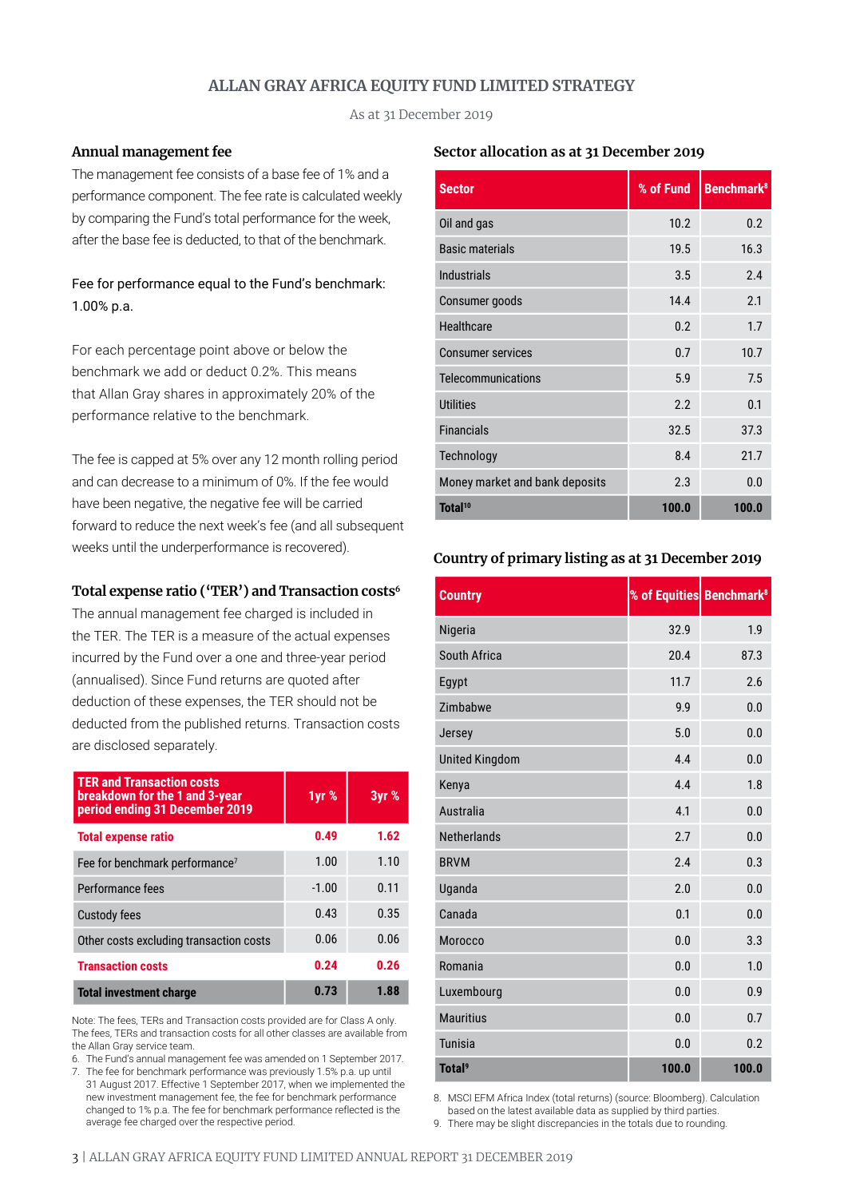## ALLAN GRAY AFRICA EQUITY FUND LIMITED STRATEGY

As at 31 December 2019

### Annual management fee

The management fee consists of a base fee of 1% and a performance component. The fee rate is calculated weekly by comparing the Fund's total performance for the week, after the base fee is deducted, to that of the benchmark.

Fee for performance equal to the Fund's benchmark: 1.00% p.a.

For each percentage point above or below the benchmark we add or deduct 0.2%. This means that Allan Gray shares in approximately 20% of the performance relative to the benchmark.

The fee is capped at 5% over any 12 month rolling period and can decrease to a minimum of 0%. If the fee would have been negative, the negative fee will be carried forward to reduce the next week's fee (and all subsequent weeks until the underperformance is recovered).

### Total expense ratio ('TER') and Transaction costs[6]

The annual management fee charged is included in the TER. The TER is a measure of the actual expenses incurred by the Fund over a one and three-year period (annualised). Since Fund returns are quoted after deduction of these expenses, the TER should not be deducted from the published returns. Transaction costs are disclosed separately.

| TER and Transaction costs breakdown for the 1 and 3-year period ending 31 December 2019 | 1yr % | 3yr % |
|---|---|---|
| **Total expense ratio** | **0.49** | **1.62** |
| Fee for benchmark performance[7] | 1.00 | 1.10 |
| Performance fees | -1.00 | 0.11 |
| Custody fees | 0.43 | 0.35 |
| Other costs excluding transaction costs | 0.06 | 0.06 |
| **Transaction costs** | **0.24** | **0.26** |
| **Total investment charge** | **0.73** | **1.88** |

Note: The fees, TERs and Transaction costs provided are for Class A only. The fees, TERs and transaction costs for all other classes are available from the Allan Gray service team.

6. The Fund's annual management fee was amended on 1 September 2017.
7. The fee for benchmark performance was previously 1.5% p.a. up until 31 August 2017. Effective 1 September 2017, when we implemented the new investment management fee, the fee for benchmark performance changed to 1% p.a. The fee for benchmark performance reflected is the average fee charged over the respective period.

### Sector allocation as at 31 December 2019

| Sector | % of Fund | Benchmark[8] |
|---|---|---|
| Oil and gas | 10.2 | 0.2 |
| Basic materials | 19.5 | 16.3 |
| Industrials | 3.5 | 2.4 |
| Consumer goods | 14.4 | 2.1 |
| Healthcare | 0.2 | 1.7 |
| Consumer services | 0.7 | 10.7 |
| Telecommunications | 5.9 | 7.5 |
| Utilities | 2.2 | 0.1 |
| Financials | 32.5 | 37.3 |
| Technology | 8.4 | 21.7 |
| Money market and bank deposits | 2.3 | 0.0 |
| **Total[10]** | **100.0** | **100.0** |

### Country of primary listing as at 31 December 2019

| Country | % of Equities | Benchmark[8] |
|---|---|---|
| Nigeria | 32.9 | 1.9 |
| South Africa | 20.4 | 87.3 |
| Egypt | 11.7 | 2.6 |
| Zimbabwe | 9.9 | 0.0 |
| Jersey | 5.0 | 0.0 |
| United Kingdom | 4.4 | 0.0 |
| Kenya | 4.4 | 1.8 |
| Australia | 4.1 | 0.0 |
| Netherlands | 2.7 | 0.0 |
| BRVM | 2.4 | 0.3 |
| Uganda | 2.0 | 0.0 |
| Canada | 0.1 | 0.0 |
| Morocco | 0.0 | 3.3 |
| Romania | 0.0 | 1.0 |
| Luxembourg | 0.0 | 0.9 |
| Mauritius | 0.0 | 0.7 |
| Tunisia | 0.0 | 0.2 |
| **Total[9]** | **100.0** | **100.0** |

8. MSCI EFM Africa Index (total returns) (source: Bloomberg). Calculation based on the latest available data as supplied by third parties.
9. There may be slight discrepancies in the totals due to rounding.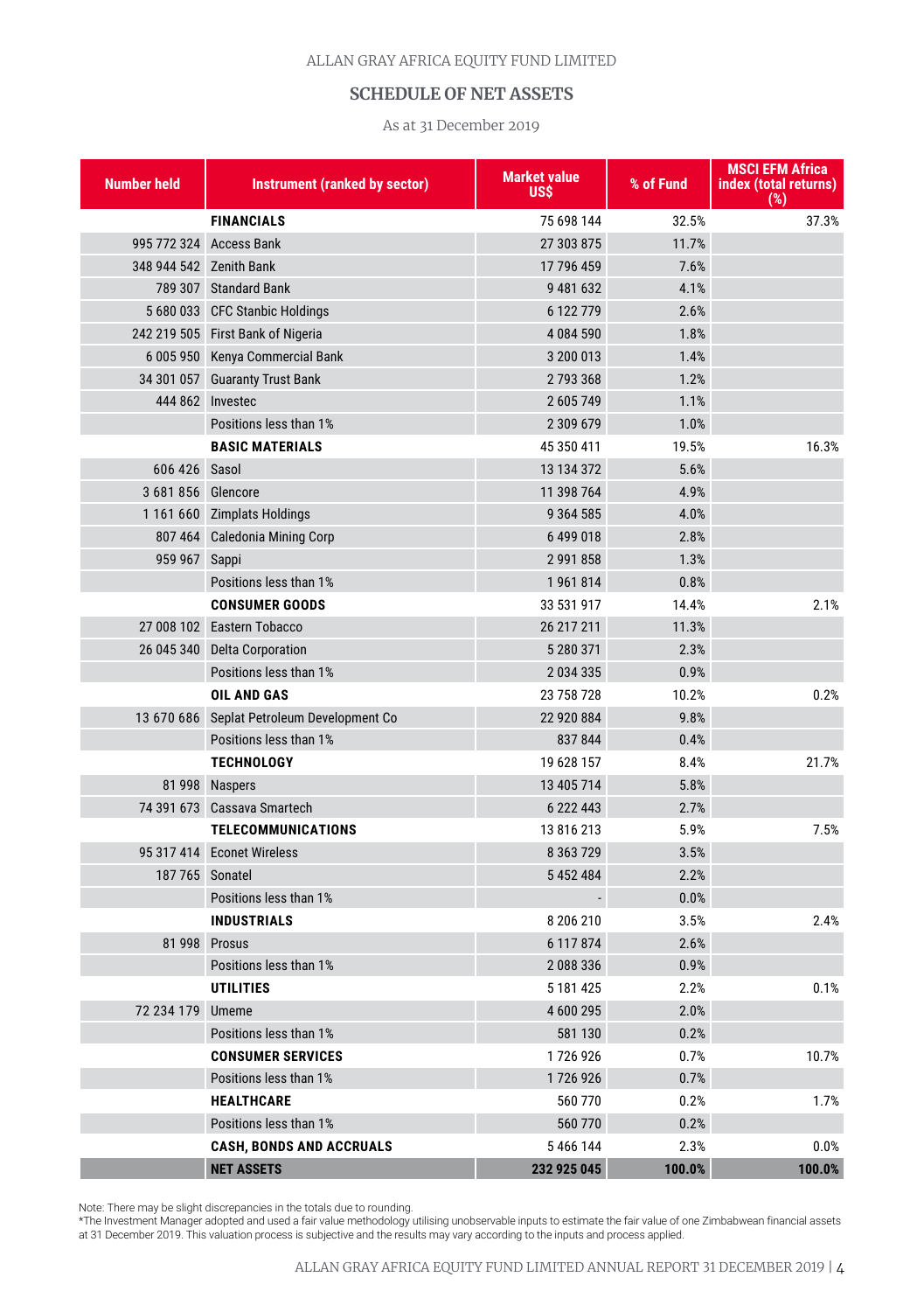ALLAN GRAY AFRICA EQUITY FUND LIMITED

## SCHEDULE OF NET ASSETS

As at 31 December 2019

| Number held | Instrument (ranked by sector) | Market value US$ | % of Fund | MSCI EFM Africa index (total returns) (%) |
|---|---|---|---|---|
| | **FINANCIALS** | 75 698 144 | 32.5% | 37.3% |
| 995 772 324 | Access Bank | 27 303 875 | 11.7% | |
| 348 944 542 | Zenith Bank | 17 796 459 | 7.6% | |
| 789 307 | Standard Bank | 9 481 632 | 4.1% | |
| 5 680 033 | CFC Stanbic Holdings | 6 122 779 | 2.6% | |
| 242 219 505 | First Bank of Nigeria | 4 084 590 | 1.8% | |
| 6 005 950 | Kenya Commercial Bank | 3 200 013 | 1.4% | |
| 34 301 057 | Guaranty Trust Bank | 2 793 368 | 1.2% | |
| 444 862 | Investec | 2 605 749 | 1.1% | |
| | Positions less than 1% | 2 309 679 | 1.0% | |
| | **BASIC MATERIALS** | 45 350 411 | 19.5% | 16.3% |
| 606 426 | Sasol | 13 134 372 | 5.6% | |
| 3 681 856 | Glencore | 11 398 764 | 4.9% | |
| 1 161 660 | Zimplats Holdings | 9 364 585 | 4.0% | |
| 807 464 | Caledonia Mining Corp | 6 499 018 | 2.8% | |
| 959 967 | Sappi | 2 991 858 | 1.3% | |
| | Positions less than 1% | 1 961 814 | 0.8% | |
| | **CONSUMER GOODS** | 33 531 917 | 14.4% | 2.1% |
| 27 008 102 | Eastern Tobacco | 26 217 211 | 11.3% | |
| 26 045 340 | Delta Corporation | 5 280 371 | 2.3% | |
| | Positions less than 1% | 2 034 335 | 0.9% | |
| | **OIL AND GAS** | 23 758 728 | 10.2% | 0.2% |
| 13 670 686 | Seplat Petroleum Development Co | 22 920 884 | 9.8% | |
| | Positions less than 1% | 837 844 | 0.4% | |
| | **TECHNOLOGY** | 19 628 157 | 8.4% | 21.7% |
| 81 998 | Naspers | 13 405 714 | 5.8% | |
| 74 391 673 | Cassava Smartech | 6 222 443 | 2.7% | |
| | **TELECOMMUNICATIONS** | 13 816 213 | 5.9% | 7.5% |
| 95 317 414 | Econet Wireless | 8 363 729 | 3.5% | |
| 187 765 | Sonatel | 5 452 484 | 2.2% | |
| | Positions less than 1% | - | 0.0% | |
| | **INDUSTRIALS** | 8 206 210 | 3.5% | 2.4% |
| 81 998 | Prosus | 6 117 874 | 2.6% | |
| | Positions less than 1% | 2 088 336 | 0.9% | |
| | **UTILITIES** | 5 181 425 | 2.2% | 0.1% |
| 72 234 179 | Umeme | 4 600 295 | 2.0% | |
| | Positions less than 1% | 581 130 | 0.2% | |
| | **CONSUMER SERVICES** | 1 726 926 | 0.7% | 10.7% |
| | Positions less than 1% | 1 726 926 | 0.7% | |
| | **HEALTHCARE** | 560 770 | 0.2% | 1.7% |
| | Positions less than 1% | 560 770 | 0.2% | |
| | **CASH, BONDS AND ACCRUALS** | 5 466 144 | 2.3% | 0.0% |
| | **NET ASSETS** | **232 925 045** | **100.0%** | **100.0%** |

Note: There may be slight discrepancies in the totals due to rounding.
*The Investment Manager adopted and used a fair value methodology utilising unobservable inputs to estimate the fair value of one Zimbabwean financial assets at 31 December 2019. This valuation process is subjective and the results may vary according to the inputs and process applied.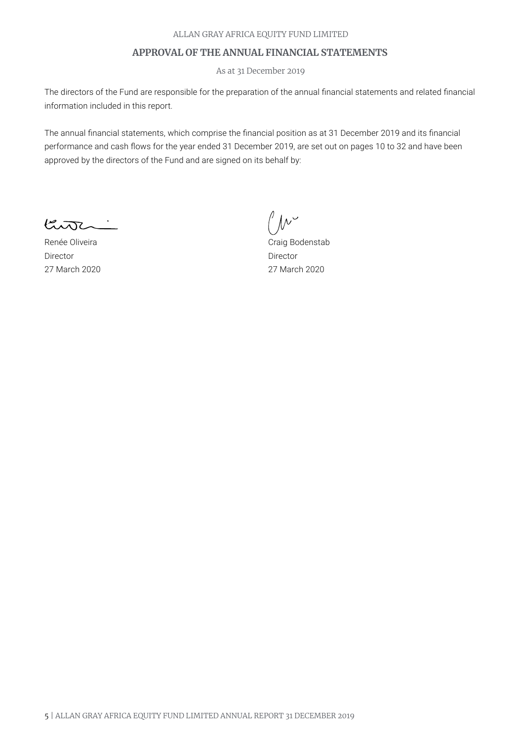ALLAN GRAY AFRICA EQUITY FUND LIMITED

## APPROVAL OF THE ANNUAL FINANCIAL STATEMENTS

As at 31 December 2019

The directors of the Fund are responsible for the preparation of the annual financial statements and related financial information included in this report.

The annual financial statements, which comprise the financial position as at 31 December 2019 and its financial performance and cash flows for the year ended 31 December 2019, are set out on pages 10 to 32 and have been approved by the directors of the Fund and are signed on its behalf by:

Renée Oliveira
Director
27 March 2020

Craig Bodenstab
Director
27 March 2020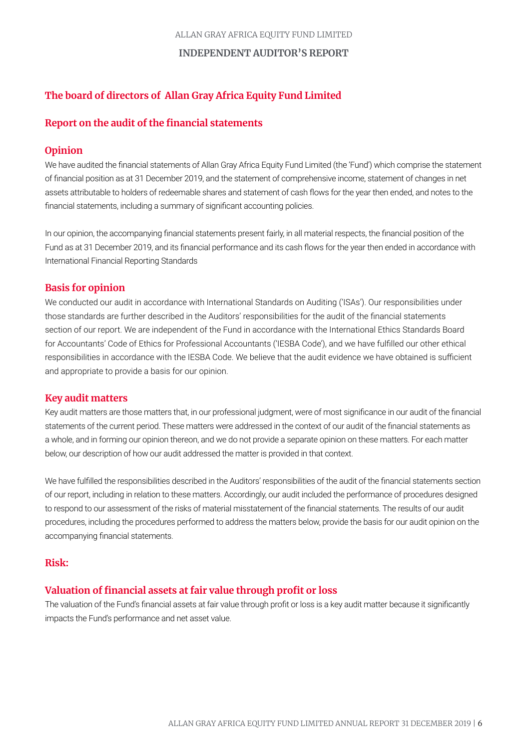# INDEPENDENT AUDITOR'S REPORT

## The board of directors of Allan Gray Africa Equity Fund Limited

## Report on the audit of the financial statements

### Opinion

We have audited the financial statements of Allan Gray Africa Equity Fund Limited (the 'Fund') which comprise the statement of financial position as at 31 December 2019, and the statement of comprehensive income, statement of changes in net assets attributable to holders of redeemable shares and statement of cash flows for the year then ended, and notes to the financial statements, including a summary of significant accounting policies.

In our opinion, the accompanying financial statements present fairly, in all material respects, the financial position of the Fund as at 31 December 2019, and its financial performance and its cash flows for the year then ended in accordance with International Financial Reporting Standards

### Basis for opinion

We conducted our audit in accordance with International Standards on Auditing ('ISAs'). Our responsibilities under those standards are further described in the Auditors' responsibilities for the audit of the financial statements section of our report. We are independent of the Fund in accordance with the International Ethics Standards Board for Accountants' Code of Ethics for Professional Accountants ('IESBA Code'), and we have fulfilled our other ethical responsibilities in accordance with the IESBA Code. We believe that the audit evidence we have obtained is sufficient and appropriate to provide a basis for our opinion.

### Key audit matters

Key audit matters are those matters that, in our professional judgment, were of most significance in our audit of the financial statements of the current period. These matters were addressed in the context of our audit of the financial statements as a whole, and in forming our opinion thereon, and we do not provide a separate opinion on these matters. For each matter below, our description of how our audit addressed the matter is provided in that context.

We have fulfilled the responsibilities described in the Auditors' responsibilities of the audit of the financial statements section of our report, including in relation to these matters. Accordingly, our audit included the performance of procedures designed to respond to our assessment of the risks of material misstatement of the financial statements. The results of our audit procedures, including the procedures performed to address the matters below, provide the basis for our audit opinion on the accompanying financial statements.

### Risk:

### Valuation of financial assets at fair value through profit or loss

The valuation of the Fund's financial assets at fair value through profit or loss is a key audit matter because it significantly impacts the Fund's performance and net asset value.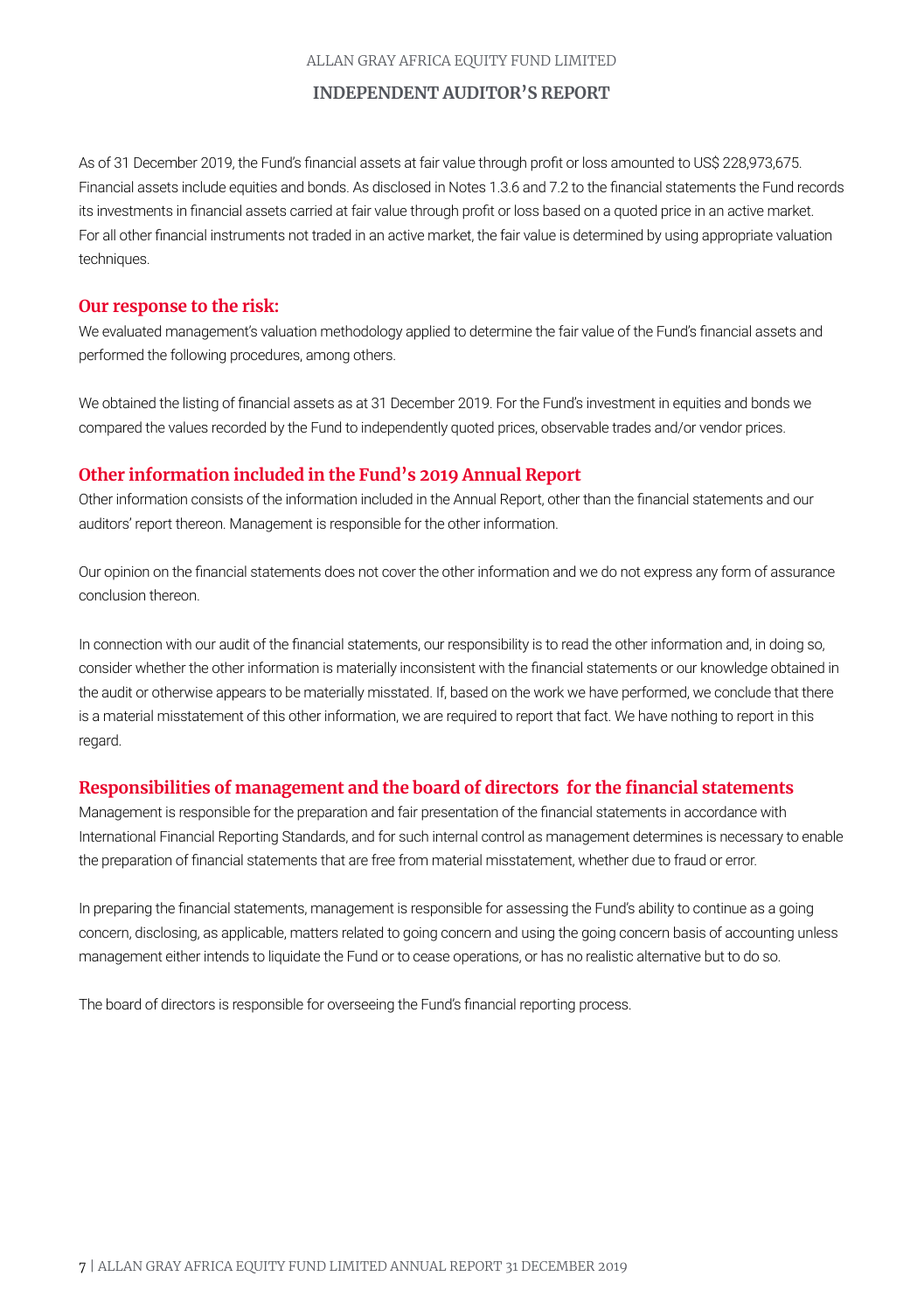As of 31 December 2019, the Fund's financial assets at fair value through profit or loss amounted to US$ 228,973,675. Financial assets include equities and bonds. As disclosed in Notes 1.3.6 and 7.2 to the financial statements the Fund records its investments in financial assets carried at fair value through profit or loss based on a quoted price in an active market. For all other financial instruments not traded in an active market, the fair value is determined by using appropriate valuation techniques.

## Our response to the risk:

We evaluated management's valuation methodology applied to determine the fair value of the Fund's financial assets and performed the following procedures, among others.

We obtained the listing of financial assets as at 31 December 2019. For the Fund's investment in equities and bonds we compared the values recorded by the Fund to independently quoted prices, observable trades and/or vendor prices.

## Other information included in the Fund's 2019 Annual Report

Other information consists of the information included in the Annual Report, other than the financial statements and our auditors' report thereon. Management is responsible for the other information.

Our opinion on the financial statements does not cover the other information and we do not express any form of assurance conclusion thereon.

In connection with our audit of the financial statements, our responsibility is to read the other information and, in doing so, consider whether the other information is materially inconsistent with the financial statements or our knowledge obtained in the audit or otherwise appears to be materially misstated. If, based on the work we have performed, we conclude that there is a material misstatement of this other information, we are required to report that fact. We have nothing to report in this regard.

## Responsibilities of management and the board of directors for the financial statements

Management is responsible for the preparation and fair presentation of the financial statements in accordance with International Financial Reporting Standards, and for such internal control as management determines is necessary to enable the preparation of financial statements that are free from material misstatement, whether due to fraud or error.

In preparing the financial statements, management is responsible for assessing the Fund's ability to continue as a going concern, disclosing, as applicable, matters related to going concern and using the going concern basis of accounting unless management either intends to liquidate the Fund or to cease operations, or has no realistic alternative but to do so.

The board of directors is responsible for overseeing the Fund's financial reporting process.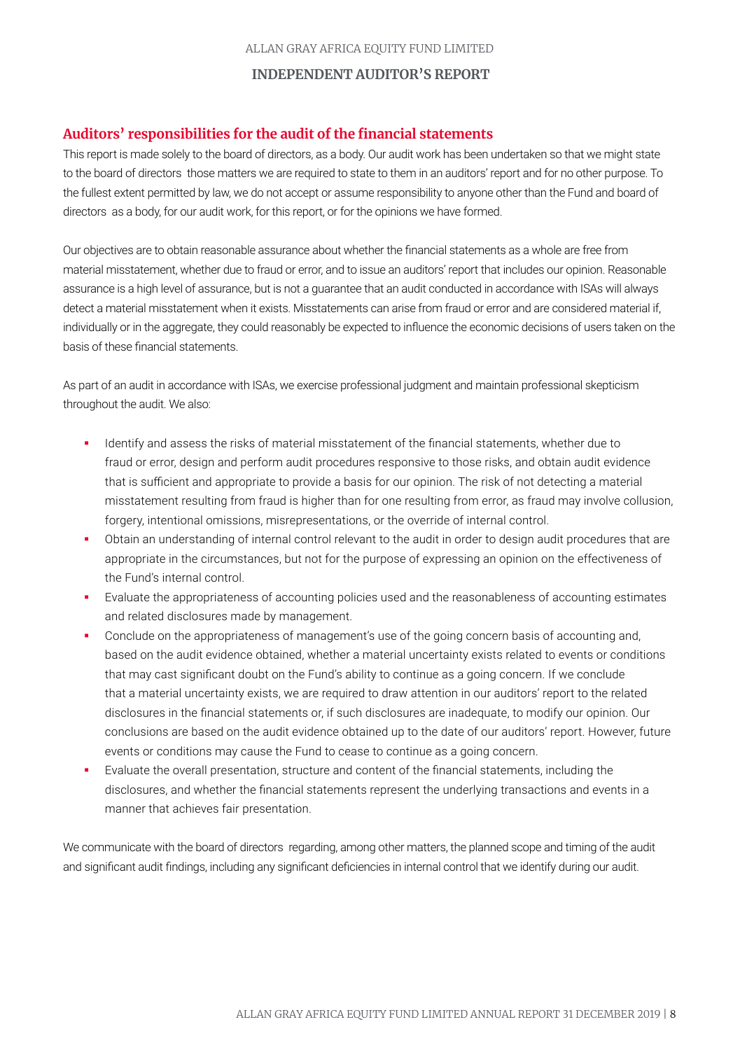## Auditors' responsibilities for the audit of the financial statements

This report is made solely to the board of directors, as a body. Our audit work has been undertaken so that we might state to the board of directors those matters we are required to state to them in an auditors' report and for no other purpose. To the fullest extent permitted by law, we do not accept or assume responsibility to anyone other than the Fund and board of directors as a body, for our audit work, for this report, or for the opinions we have formed.

Our objectives are to obtain reasonable assurance about whether the financial statements as a whole are free from material misstatement, whether due to fraud or error, and to issue an auditors' report that includes our opinion. Reasonable assurance is a high level of assurance, but is not a guarantee that an audit conducted in accordance with ISAs will always detect a material misstatement when it exists. Misstatements can arise from fraud or error and are considered material if, individually or in the aggregate, they could reasonably be expected to influence the economic decisions of users taken on the basis of these financial statements.

As part of an audit in accordance with ISAs, we exercise professional judgment and maintain professional skepticism throughout the audit. We also:

- Identify and assess the risks of material misstatement of the financial statements, whether due to fraud or error, design and perform audit procedures responsive to those risks, and obtain audit evidence that is sufficient and appropriate to provide a basis for our opinion. The risk of not detecting a material misstatement resulting from fraud is higher than for one resulting from error, as fraud may involve collusion, forgery, intentional omissions, misrepresentations, or the override of internal control.
- Obtain an understanding of internal control relevant to the audit in order to design audit procedures that are appropriate in the circumstances, but not for the purpose of expressing an opinion on the effectiveness of the Fund's internal control.
- Evaluate the appropriateness of accounting policies used and the reasonableness of accounting estimates and related disclosures made by management.
- Conclude on the appropriateness of management's use of the going concern basis of accounting and, based on the audit evidence obtained, whether a material uncertainty exists related to events or conditions that may cast significant doubt on the Fund's ability to continue as a going concern. If we conclude that a material uncertainty exists, we are required to draw attention in our auditors' report to the related disclosures in the financial statements or, if such disclosures are inadequate, to modify our opinion. Our conclusions are based on the audit evidence obtained up to the date of our auditors' report. However, future events or conditions may cause the Fund to cease to continue as a going concern.
- Evaluate the overall presentation, structure and content of the financial statements, including the disclosures, and whether the financial statements represent the underlying transactions and events in a manner that achieves fair presentation.

We communicate with the board of directors regarding, among other matters, the planned scope and timing of the audit and significant audit findings, including any significant deficiencies in internal control that we identify during our audit.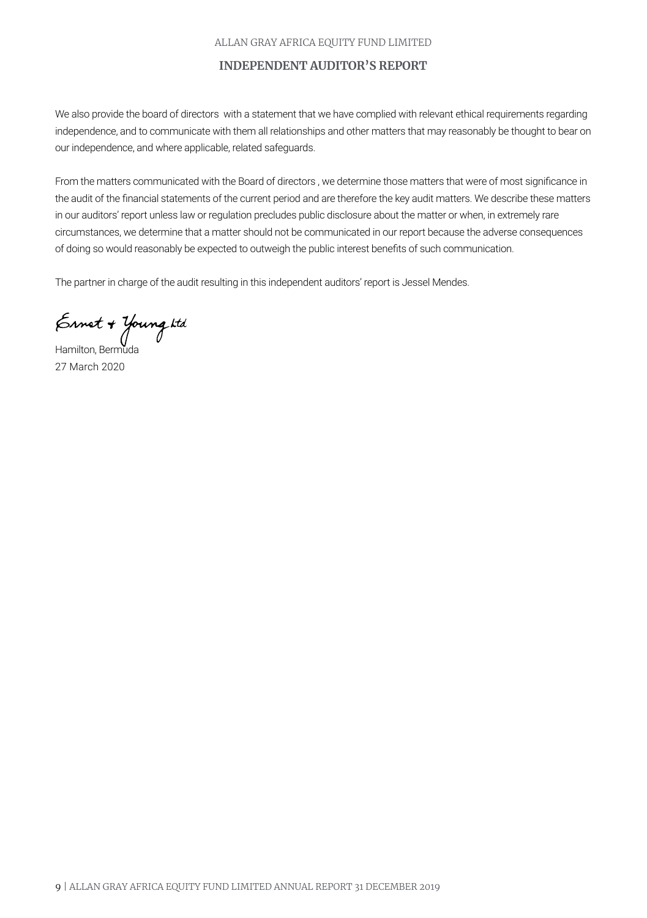## INDEPENDENT AUDITOR'S REPORT

We also provide the board of directors with a statement that we have complied with relevant ethical requirements regarding independence, and to communicate with them all relationships and other matters that may reasonably be thought to bear on our independence, and where applicable, related safeguards.

From the matters communicated with the Board of directors , we determine those matters that were of most significance in the audit of the financial statements of the current period and are therefore the key audit matters. We describe these matters in our auditors' report unless law or regulation precludes public disclosure about the matter or when, in extremely rare circumstances, we determine that a matter should not be communicated in our report because the adverse consequences of doing so would reasonably be expected to outweigh the public interest benefits of such communication.

The partner in charge of the audit resulting in this independent auditors' report is Jessel Mendes.

Ernst & Young Ltd

Hamilton, Bermuda
27 March 2020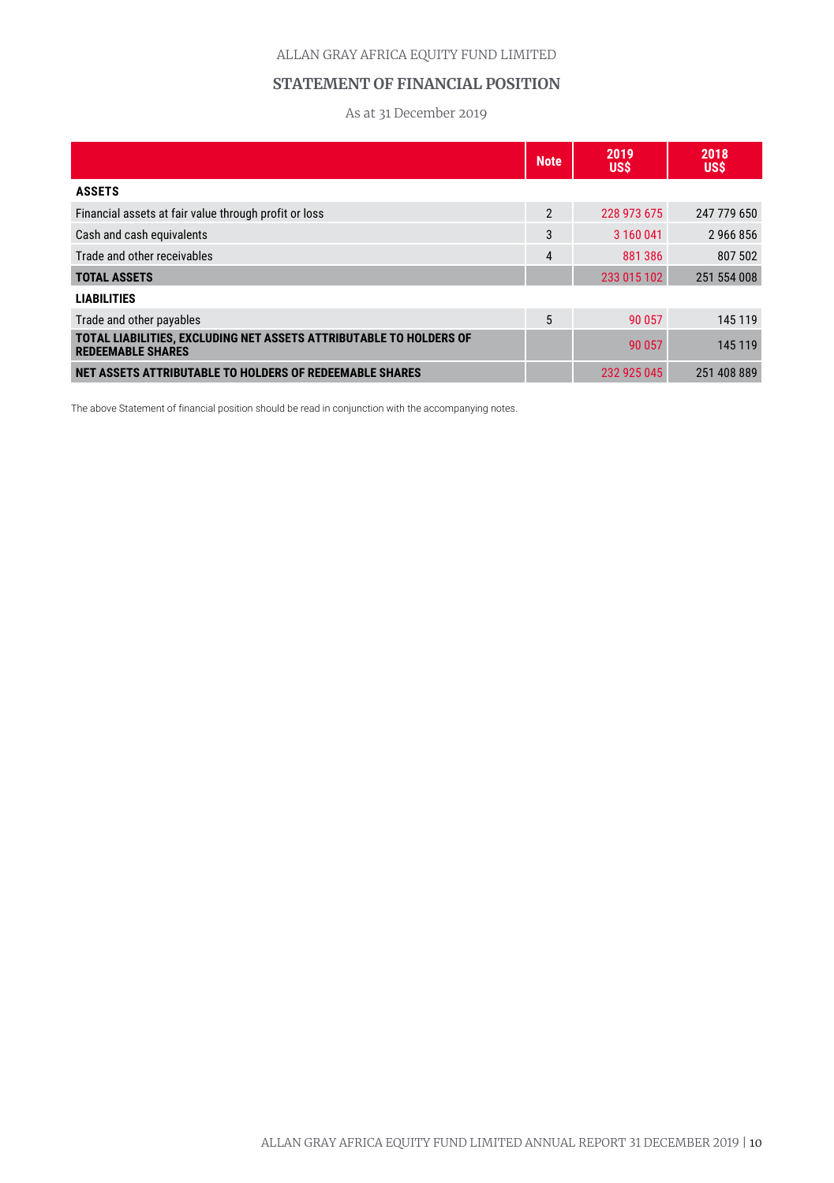ALLAN GRAY AFRICA EQUITY FUND LIMITED

## STATEMENT OF FINANCIAL POSITION

As at 31 December 2019

| | Note | 2019 US$ | 2018 US$ |
|---|---|---|---|
| **ASSETS** | | | |
| Financial assets at fair value through profit or loss | 2 | 228 973 675 | 247 779 650 |
| Cash and cash equivalents | 3 | 3 160 041 | 2 966 856 |
| Trade and other receivables | 4 | 881 386 | 807 502 |
| **TOTAL ASSETS** | | 233 015 102 | 251 554 008 |
| **LIABILITIES** | | | |
| Trade and other payables | 5 | 90 057 | 145 119 |
| **TOTAL LIABILITIES, EXCLUDING NET ASSETS ATTRIBUTABLE TO HOLDERS OF REDEEMABLE SHARES** | | 90 057 | 145 119 |
| **NET ASSETS ATTRIBUTABLE TO HOLDERS OF REDEEMABLE SHARES** | | 232 925 045 | 251 408 889 |

The above Statement of financial position should be read in conjunction with the accompanying notes.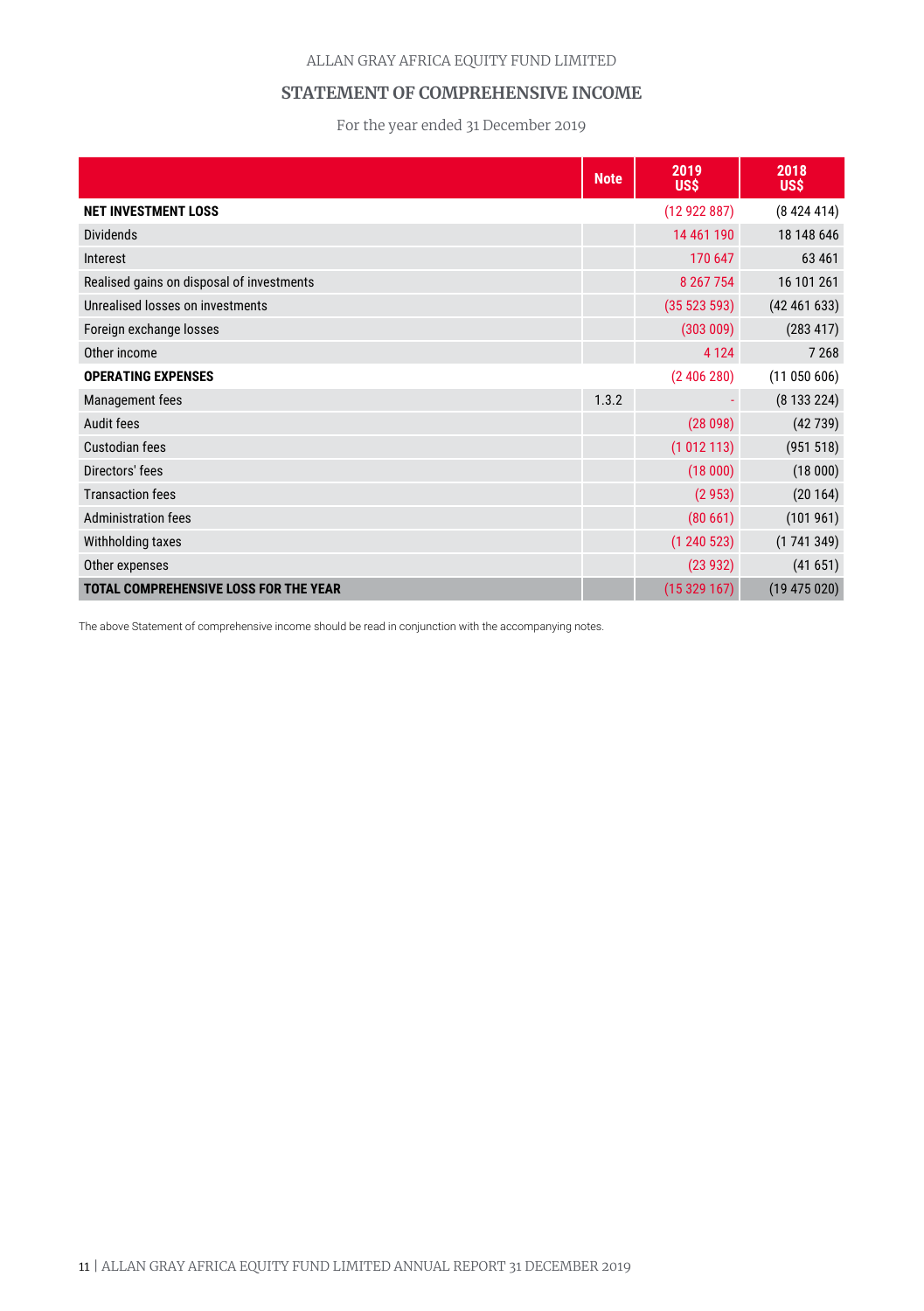ALLAN GRAY AFRICA EQUITY FUND LIMITED

## STATEMENT OF COMPREHENSIVE INCOME

For the year ended 31 December 2019

| | Note | 2019 US$ | 2018 US$ |
|---|---|---|---|
| **NET INVESTMENT LOSS** | | (12 922 887) | (8 424 414) |
| Dividends | | 14 461 190 | 18 148 646 |
| Interest | | 170 647 | 63 461 |
| Realised gains on disposal of investments | | 8 267 754 | 16 101 261 |
| Unrealised losses on investments | | (35 523 593) | (42 461 633) |
| Foreign exchange losses | | (303 009) | (283 417) |
| Other income | | 4 124 | 7 268 |
| **OPERATING EXPENSES** | | (2 406 280) | (11 050 606) |
| Management fees | 1.3.2 | - | (8 133 224) |
| Audit fees | | (28 098) | (42 739) |
| Custodian fees | | (1 012 113) | (951 518) |
| Directors' fees | | (18 000) | (18 000) |
| Transaction fees | | (2 953) | (20 164) |
| Administration fees | | (80 661) | (101 961) |
| Withholding taxes | | (1 240 523) | (1 741 349) |
| Other expenses | | (23 932) | (41 651) |
| **TOTAL COMPREHENSIVE LOSS FOR THE YEAR** | | (15 329 167) | (19 475 020) |

The above Statement of comprehensive income should be read in conjunction with the accompanying notes.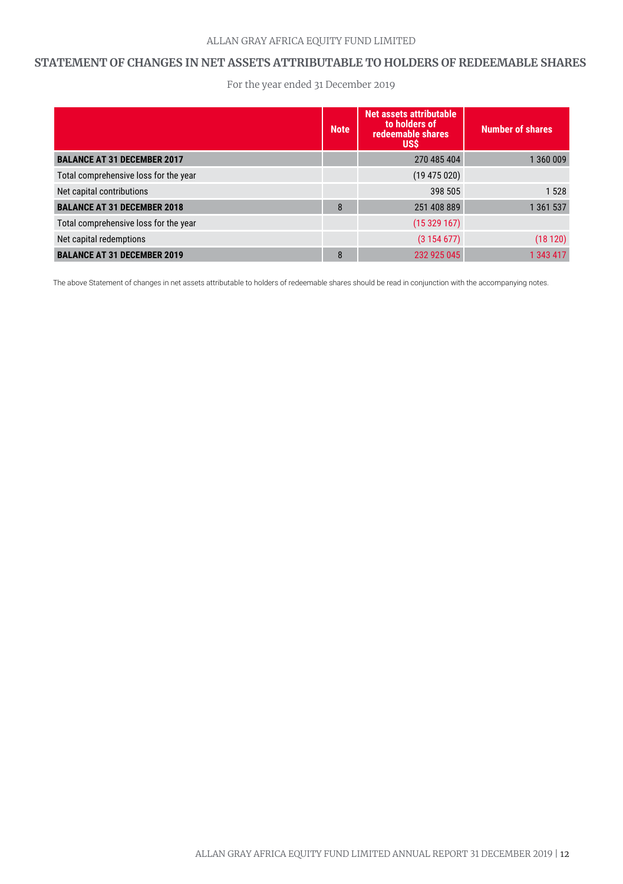## STATEMENT OF CHANGES IN NET ASSETS ATTRIBUTABLE TO HOLDERS OF REDEEMABLE SHARES

For the year ended 31 December 2019

| | Note | Net assets attributable to holders of redeemable shares US$ | Number of shares |
|---|---|---|---|
| **BALANCE AT 31 DECEMBER 2017** | | 270 485 404 | 1 360 009 |
| Total comprehensive loss for the year | | (19 475 020) | |
| Net capital contributions | | 398 505 | 1 528 |
| **BALANCE AT 31 DECEMBER 2018** | 8 | 251 408 889 | 1 361 537 |
| Total comprehensive loss for the year | | (15 329 167) | |
| Net capital redemptions | | (3 154 677) | (18 120) |
| **BALANCE AT 31 DECEMBER 2019** | 8 | 232 925 045 | 1 343 417 |

The above Statement of changes in net assets attributable to holders of redeemable shares should be read in conjunction with the accompanying notes.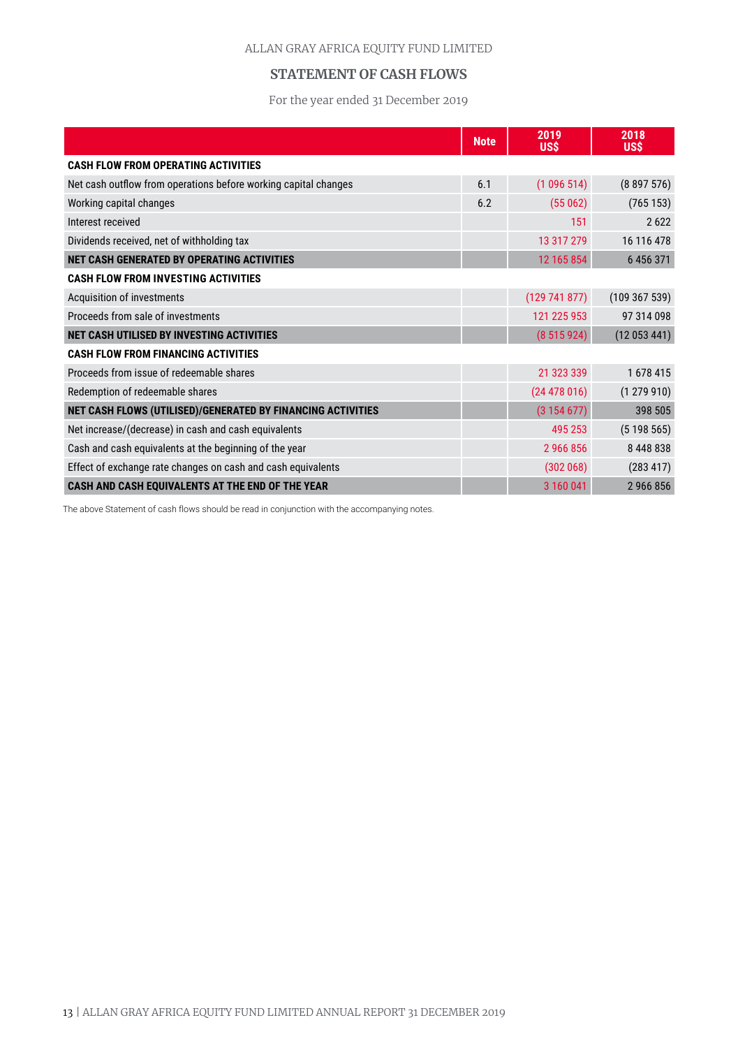ALLAN GRAY AFRICA EQUITY FUND LIMITED

## STATEMENT OF CASH FLOWS

For the year ended 31 December 2019

| | Note | 2019 US$ | 2018 US$ |
|---|---|---|---|
| **CASH FLOW FROM OPERATING ACTIVITIES** | | | |
| Net cash outflow from operations before working capital changes | 6.1 | (1 096 514) | (8 897 576) |
| Working capital changes | 6.2 | (55 062) | (765 153) |
| Interest received | | 151 | 2 622 |
| Dividends received, net of withholding tax | | 13 317 279 | 16 116 478 |
| **NET CASH GENERATED BY OPERATING ACTIVITIES** | | 12 165 854 | 6 456 371 |
| **CASH FLOW FROM INVESTING ACTIVITIES** | | | |
| Acquisition of investments | | (129 741 877) | (109 367 539) |
| Proceeds from sale of investments | | 121 225 953 | 97 314 098 |
| **NET CASH UTILISED BY INVESTING ACTIVITIES** | | (8 515 924) | (12 053 441) |
| **CASH FLOW FROM FINANCING ACTIVITIES** | | | |
| Proceeds from issue of redeemable shares | | 21 323 339 | 1 678 415 |
| Redemption of redeemable shares | | (24 478 016) | (1 279 910) |
| **NET CASH FLOWS (UTILISED)/GENERATED BY FINANCING ACTIVITIES** | | (3 154 677) | 398 505 |
| Net increase/(decrease) in cash and cash equivalents | | 495 253 | (5 198 565) |
| Cash and cash equivalents at the beginning of the year | | 2 966 856 | 8 448 838 |
| Effect of exchange rate changes on cash and cash equivalents | | (302 068) | (283 417) |
| **CASH AND CASH EQUIVALENTS AT THE END OF THE YEAR** | | 3 160 041 | 2 966 856 |

The above Statement of cash flows should be read in conjunction with the accompanying notes.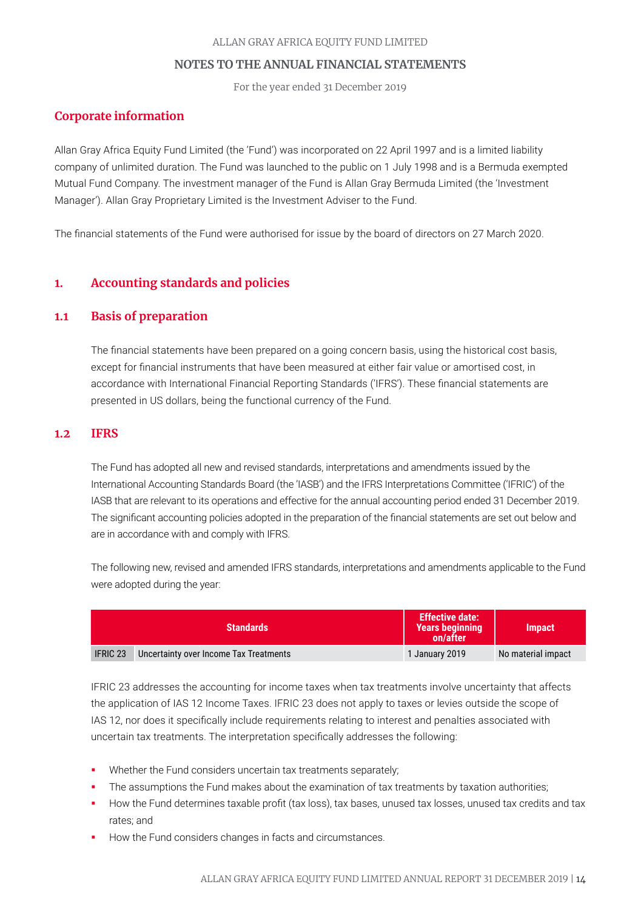ALLAN GRAY AFRICA EQUITY FUND LIMITED

## NOTES TO THE ANNUAL FINANCIAL STATEMENTS

For the year ended 31 December 2019

## Corporate information

Allan Gray Africa Equity Fund Limited (the 'Fund') was incorporated on 22 April 1997 and is a limited liability company of unlimited duration. The Fund was launched to the public on 1 July 1998 and is a Bermuda exempted Mutual Fund Company. The investment manager of the Fund is Allan Gray Bermuda Limited (the 'Investment Manager'). Allan Gray Proprietary Limited is the Investment Adviser to the Fund.

The financial statements of the Fund were authorised for issue by the board of directors on 27 March 2020.

## 1. Accounting standards and policies

### 1.1 Basis of preparation

The financial statements have been prepared on a going concern basis, using the historical cost basis, except for financial instruments that have been measured at either fair value or amortised cost, in accordance with International Financial Reporting Standards ('IFRS'). These financial statements are presented in US dollars, being the functional currency of the Fund.

### 1.2 IFRS

The Fund has adopted all new and revised standards, interpretations and amendments issued by the International Accounting Standards Board (the 'IASB') and the IFRS Interpretations Committee ('IFRIC') of the IASB that are relevant to its operations and effective for the annual accounting period ended 31 December 2019. The significant accounting policies adopted in the preparation of the financial statements are set out below and are in accordance with and comply with IFRS.

The following new, revised and amended IFRS standards, interpretations and amendments applicable to the Fund were adopted during the year:

| Standards | | Effective date: Years beginning on/after | Impact |
|---|---|---|---|
| IFRIC 23 | Uncertainty over Income Tax Treatments | 1 January 2019 | No material impact |

IFRIC 23 addresses the accounting for income taxes when tax treatments involve uncertainty that affects the application of IAS 12 Income Taxes. IFRIC 23 does not apply to taxes or levies outside the scope of IAS 12, nor does it specifically include requirements relating to interest and penalties associated with uncertain tax treatments. The interpretation specifically addresses the following:

- Whether the Fund considers uncertain tax treatments separately;
- The assumptions the Fund makes about the examination of tax treatments by taxation authorities;
- How the Fund determines taxable profit (tax loss), tax bases, unused tax losses, unused tax credits and tax rates; and
- How the Fund considers changes in facts and circumstances.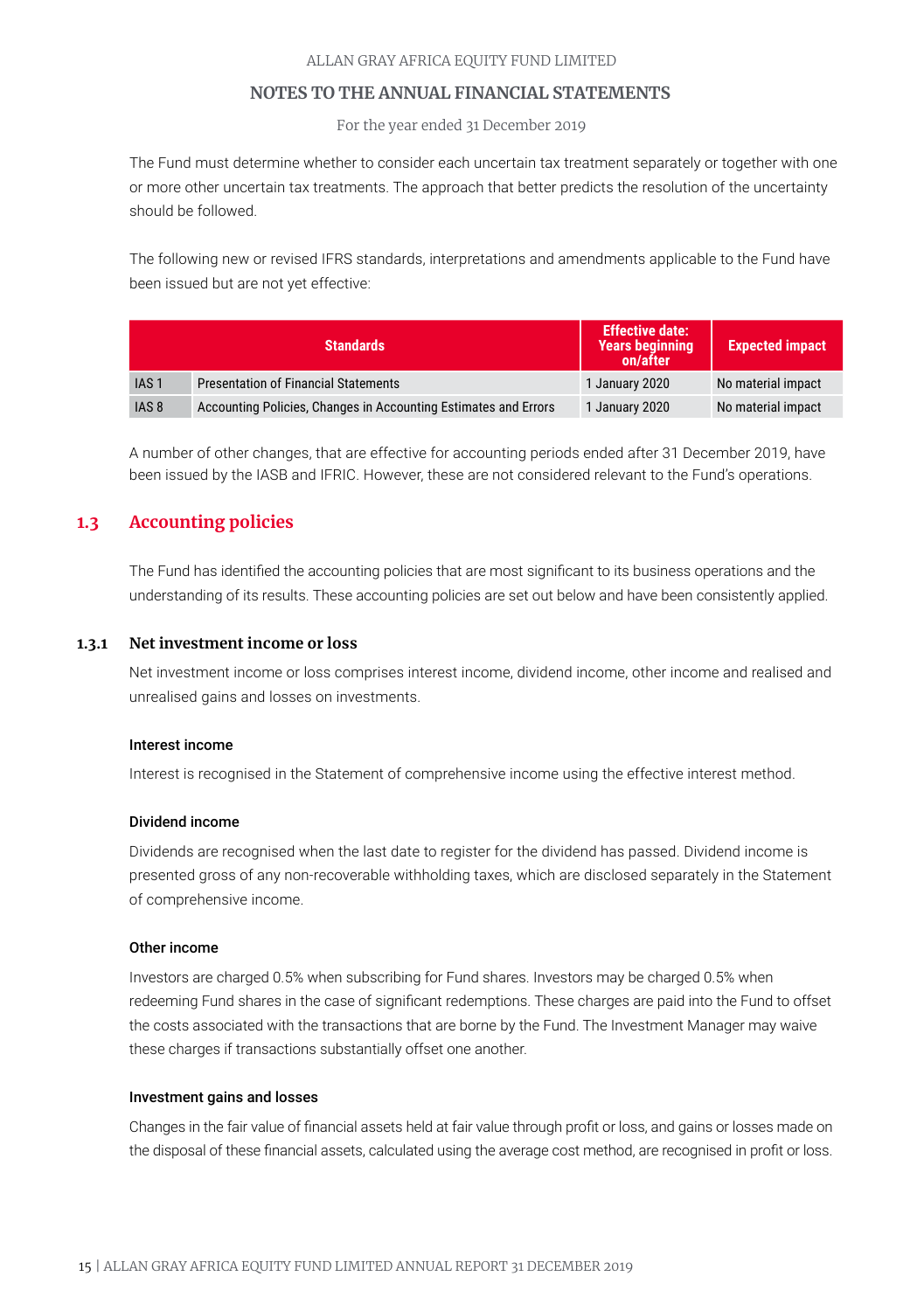The Fund must determine whether to consider each uncertain tax treatment separately or together with one or more other uncertain tax treatments. The approach that better predicts the resolution of the uncertainty should be followed.

The following new or revised IFRS standards, interpretations and amendments applicable to the Fund have been issued but are not yet effective:

| Standards | | Effective date: Years beginning on/after | Expected impact |
|---|---|---|---|
| IAS 1 | Presentation of Financial Statements | 1 January 2020 | No material impact |
| IAS 8 | Accounting Policies, Changes in Accounting Estimates and Errors | 1 January 2020 | No material impact |

A number of other changes, that are effective for accounting periods ended after 31 December 2019, have been issued by the IASB and IFRIC. However, these are not considered relevant to the Fund's operations.

## 1.3 Accounting policies

The Fund has identified the accounting policies that are most significant to its business operations and the understanding of its results. These accounting policies are set out below and have been consistently applied.

### 1.3.1 Net investment income or loss

Net investment income or loss comprises interest income, dividend income, other income and realised and unrealised gains and losses on investments.

#### Interest income

Interest is recognised in the Statement of comprehensive income using the effective interest method.

#### Dividend income

Dividends are recognised when the last date to register for the dividend has passed. Dividend income is presented gross of any non-recoverable withholding taxes, which are disclosed separately in the Statement of comprehensive income.

#### Other income

Investors are charged 0.5% when subscribing for Fund shares. Investors may be charged 0.5% when redeeming Fund shares in the case of significant redemptions. These charges are paid into the Fund to offset the costs associated with the transactions that are borne by the Fund. The Investment Manager may waive these charges if transactions substantially offset one another.

#### Investment gains and losses

Changes in the fair value of financial assets held at fair value through profit or loss, and gains or losses made on the disposal of these financial assets, calculated using the average cost method, are recognised in profit or loss.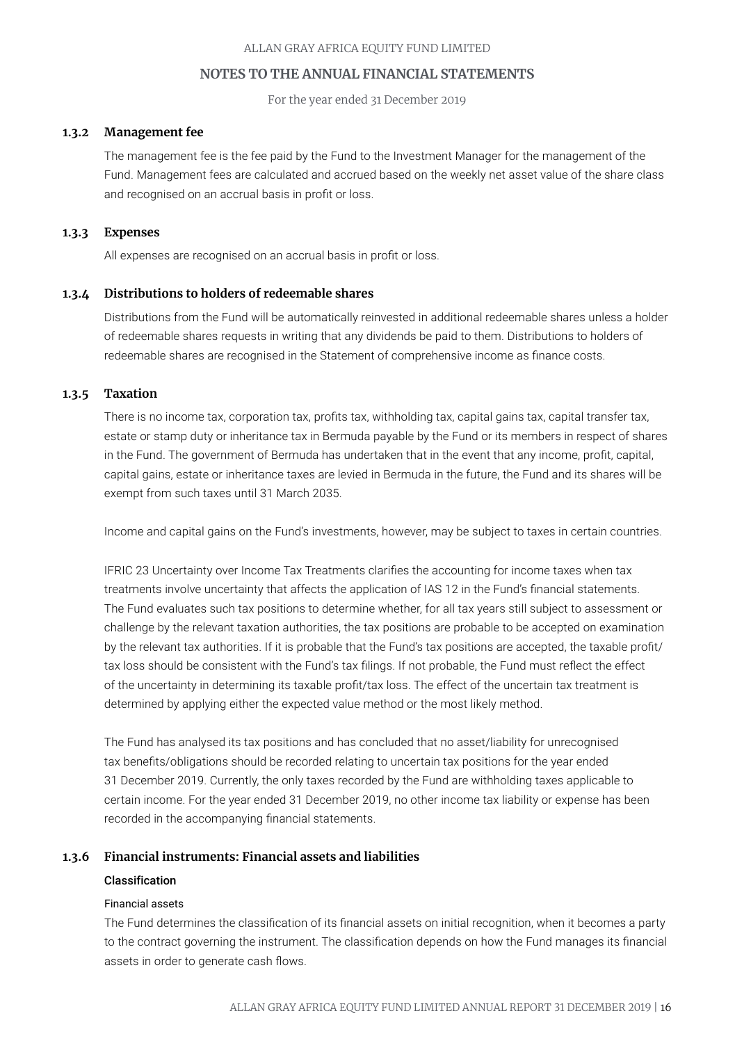### 1.3.2 Management fee

The management fee is the fee paid by the Fund to the Investment Manager for the management of the Fund. Management fees are calculated and accrued based on the weekly net asset value of the share class and recognised on an accrual basis in profit or loss.

### 1.3.3 Expenses

All expenses are recognised on an accrual basis in profit or loss.

### 1.3.4 Distributions to holders of redeemable shares

Distributions from the Fund will be automatically reinvested in additional redeemable shares unless a holder of redeemable shares requests in writing that any dividends be paid to them. Distributions to holders of redeemable shares are recognised in the Statement of comprehensive income as finance costs.

### 1.3.5 Taxation

There is no income tax, corporation tax, profits tax, withholding tax, capital gains tax, capital transfer tax, estate or stamp duty or inheritance tax in Bermuda payable by the Fund or its members in respect of shares in the Fund. The government of Bermuda has undertaken that in the event that any income, profit, capital, capital gains, estate or inheritance taxes are levied in Bermuda in the future, the Fund and its shares will be exempt from such taxes until 31 March 2035.

Income and capital gains on the Fund's investments, however, may be subject to taxes in certain countries.

IFRIC 23 Uncertainty over Income Tax Treatments clarifies the accounting for income taxes when tax treatments involve uncertainty that affects the application of IAS 12 in the Fund's financial statements. The Fund evaluates such tax positions to determine whether, for all tax years still subject to assessment or challenge by the relevant taxation authorities, the tax positions are probable to be accepted on examination by the relevant tax authorities. If it is probable that the Fund's tax positions are accepted, the taxable profit/tax loss should be consistent with the Fund's tax filings. If not probable, the Fund must reflect the effect of the uncertainty in determining its taxable profit/tax loss. The effect of the uncertain tax treatment is determined by applying either the expected value method or the most likely method.

The Fund has analysed its tax positions and has concluded that no asset/liability for unrecognised tax benefits/obligations should be recorded relating to uncertain tax positions for the year ended 31 December 2019. Currently, the only taxes recorded by the Fund are withholding taxes applicable to certain income. For the year ended 31 December 2019, no other income tax liability or expense has been recorded in the accompanying financial statements.

### 1.3.6 Financial instruments: Financial assets and liabilities

#### Classification

##### Financial assets

The Fund determines the classification of its financial assets on initial recognition, when it becomes a party to the contract governing the instrument. The classification depends on how the Fund manages its financial assets in order to generate cash flows.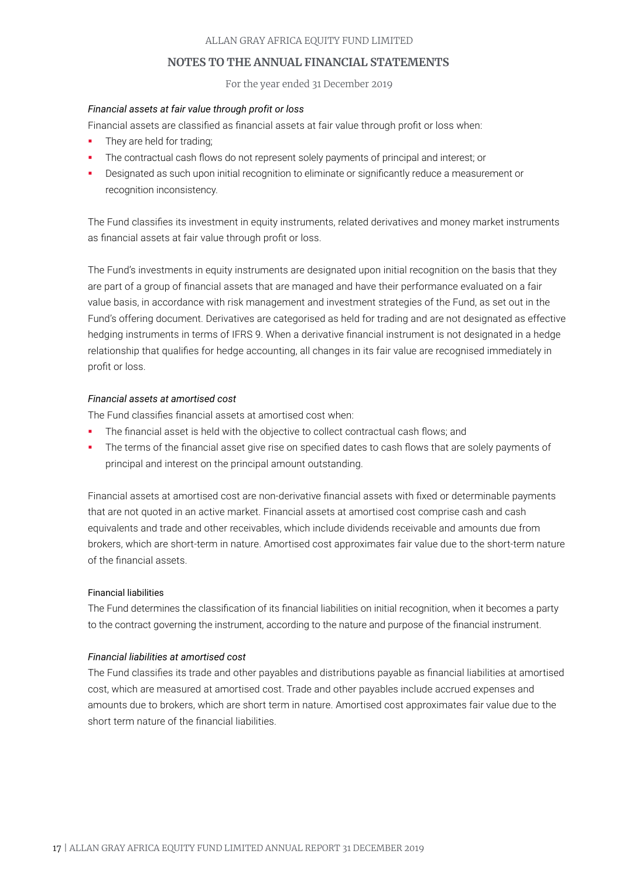*Financial assets at fair value through profit or loss*

Financial assets are classified as financial assets at fair value through profit or loss when:

- They are held for trading;
- The contractual cash flows do not represent solely payments of principal and interest; or
- Designated as such upon initial recognition to eliminate or significantly reduce a measurement or recognition inconsistency.

The Fund classifies its investment in equity instruments, related derivatives and money market instruments as financial assets at fair value through profit or loss.

The Fund's investments in equity instruments are designated upon initial recognition on the basis that they are part of a group of financial assets that are managed and have their performance evaluated on a fair value basis, in accordance with risk management and investment strategies of the Fund, as set out in the Fund's offering document. Derivatives are categorised as held for trading and are not designated as effective hedging instruments in terms of IFRS 9. When a derivative financial instrument is not designated in a hedge relationship that qualifies for hedge accounting, all changes in its fair value are recognised immediately in profit or loss.

*Financial assets at amortised cost*

The Fund classifies financial assets at amortised cost when:

- The financial asset is held with the objective to collect contractual cash flows; and
- The terms of the financial asset give rise on specified dates to cash flows that are solely payments of principal and interest on the principal amount outstanding.

Financial assets at amortised cost are non-derivative financial assets with fixed or determinable payments that are not quoted in an active market. Financial assets at amortised cost comprise cash and cash equivalents and trade and other receivables, which include dividends receivable and amounts due from brokers, which are short-term in nature. Amortised cost approximates fair value due to the short-term nature of the financial assets.

Financial liabilities

The Fund determines the classification of its financial liabilities on initial recognition, when it becomes a party to the contract governing the instrument, according to the nature and purpose of the financial instrument.

*Financial liabilities at amortised cost*

The Fund classifies its trade and other payables and distributions payable as financial liabilities at amortised cost, which are measured at amortised cost. Trade and other payables include accrued expenses and amounts due to brokers, which are short term in nature. Amortised cost approximates fair value due to the short term nature of the financial liabilities.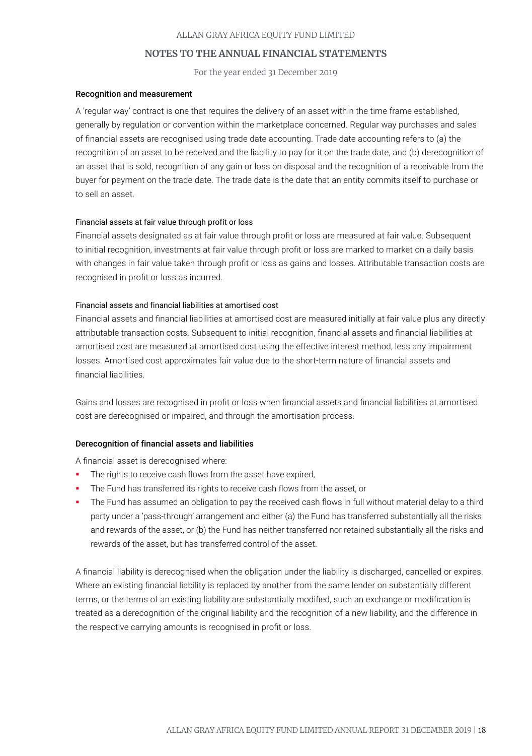### Recognition and measurement

A 'regular way' contract is one that requires the delivery of an asset within the time frame established, generally by regulation or convention within the marketplace concerned. Regular way purchases and sales of financial assets are recognised using trade date accounting. Trade date accounting refers to (a) the recognition of an asset to be received and the liability to pay for it on the trade date, and (b) derecognition of an asset that is sold, recognition of any gain or loss on disposal and the recognition of a receivable from the buyer for payment on the trade date. The trade date is the date that an entity commits itself to purchase or to sell an asset.

#### Financial assets at fair value through profit or loss

Financial assets designated as at fair value through profit or loss are measured at fair value. Subsequent to initial recognition, investments at fair value through profit or loss are marked to market on a daily basis with changes in fair value taken through profit or loss as gains and losses. Attributable transaction costs are recognised in profit or loss as incurred.

#### Financial assets and financial liabilities at amortised cost

Financial assets and financial liabilities at amortised cost are measured initially at fair value plus any directly attributable transaction costs. Subsequent to initial recognition, financial assets and financial liabilities at amortised cost are measured at amortised cost using the effective interest method, less any impairment losses. Amortised cost approximates fair value due to the short-term nature of financial assets and financial liabilities.

Gains and losses are recognised in profit or loss when financial assets and financial liabilities at amortised cost are derecognised or impaired, and through the amortisation process.

### Derecognition of financial assets and liabilities

A financial asset is derecognised where:

- The rights to receive cash flows from the asset have expired,
- The Fund has transferred its rights to receive cash flows from the asset, or
- The Fund has assumed an obligation to pay the received cash flows in full without material delay to a third party under a 'pass-through' arrangement and either (a) the Fund has transferred substantially all the risks and rewards of the asset, or (b) the Fund has neither transferred nor retained substantially all the risks and rewards of the asset, but has transferred control of the asset.

A financial liability is derecognised when the obligation under the liability is discharged, cancelled or expires. Where an existing financial liability is replaced by another from the same lender on substantially different terms, or the terms of an existing liability are substantially modified, such an exchange or modification is treated as a derecognition of the original liability and the recognition of a new liability, and the difference in the respective carrying amounts is recognised in profit or loss.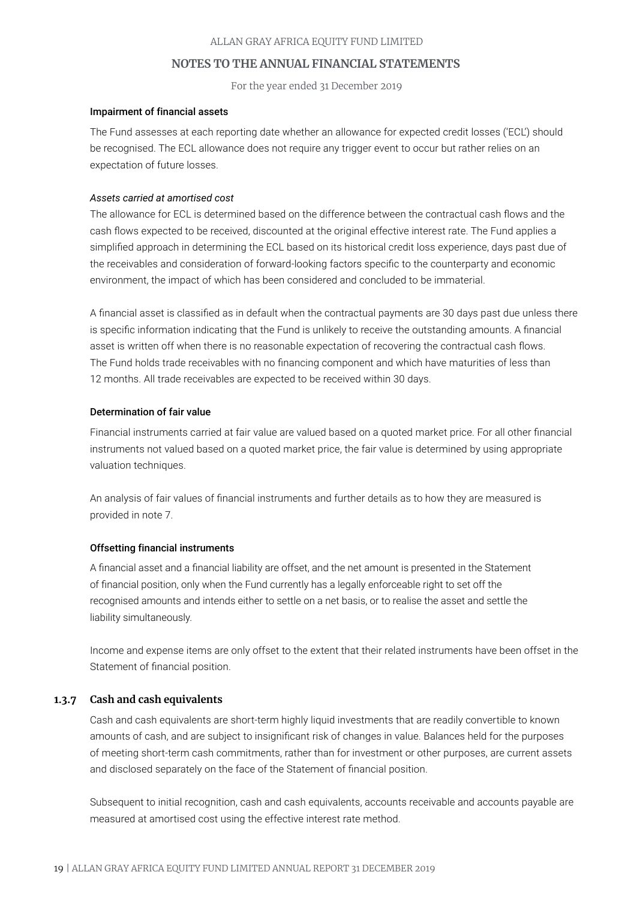#### Impairment of financial assets

The Fund assesses at each reporting date whether an allowance for expected credit losses ('ECL') should be recognised. The ECL allowance does not require any trigger event to occur but rather relies on an expectation of future losses.

*Assets carried at amortised cost*

The allowance for ECL is determined based on the difference between the contractual cash flows and the cash flows expected to be received, discounted at the original effective interest rate. The Fund applies a simplified approach in determining the ECL based on its historical credit loss experience, days past due of the receivables and consideration of forward-looking factors specific to the counterparty and economic environment, the impact of which has been considered and concluded to be immaterial.

A financial asset is classified as in default when the contractual payments are 30 days past due unless there is specific information indicating that the Fund is unlikely to receive the outstanding amounts. A financial asset is written off when there is no reasonable expectation of recovering the contractual cash flows. The Fund holds trade receivables with no financing component and which have maturities of less than 12 months. All trade receivables are expected to be received within 30 days.

#### Determination of fair value

Financial instruments carried at fair value are valued based on a quoted market price. For all other financial instruments not valued based on a quoted market price, the fair value is determined by using appropriate valuation techniques.

An analysis of fair values of financial instruments and further details as to how they are measured is provided in note 7.

#### Offsetting financial instruments

A financial asset and a financial liability are offset, and the net amount is presented in the Statement of financial position, only when the Fund currently has a legally enforceable right to set off the recognised amounts and intends either to settle on a net basis, or to realise the asset and settle the liability simultaneously.

Income and expense items are only offset to the extent that their related instruments have been offset in the Statement of financial position.

### 1.3.7 Cash and cash equivalents

Cash and cash equivalents are short-term highly liquid investments that are readily convertible to known amounts of cash, and are subject to insignificant risk of changes in value. Balances held for the purposes of meeting short-term cash commitments, rather than for investment or other purposes, are current assets and disclosed separately on the face of the Statement of financial position.

Subsequent to initial recognition, cash and cash equivalents, accounts receivable and accounts payable are measured at amortised cost using the effective interest rate method.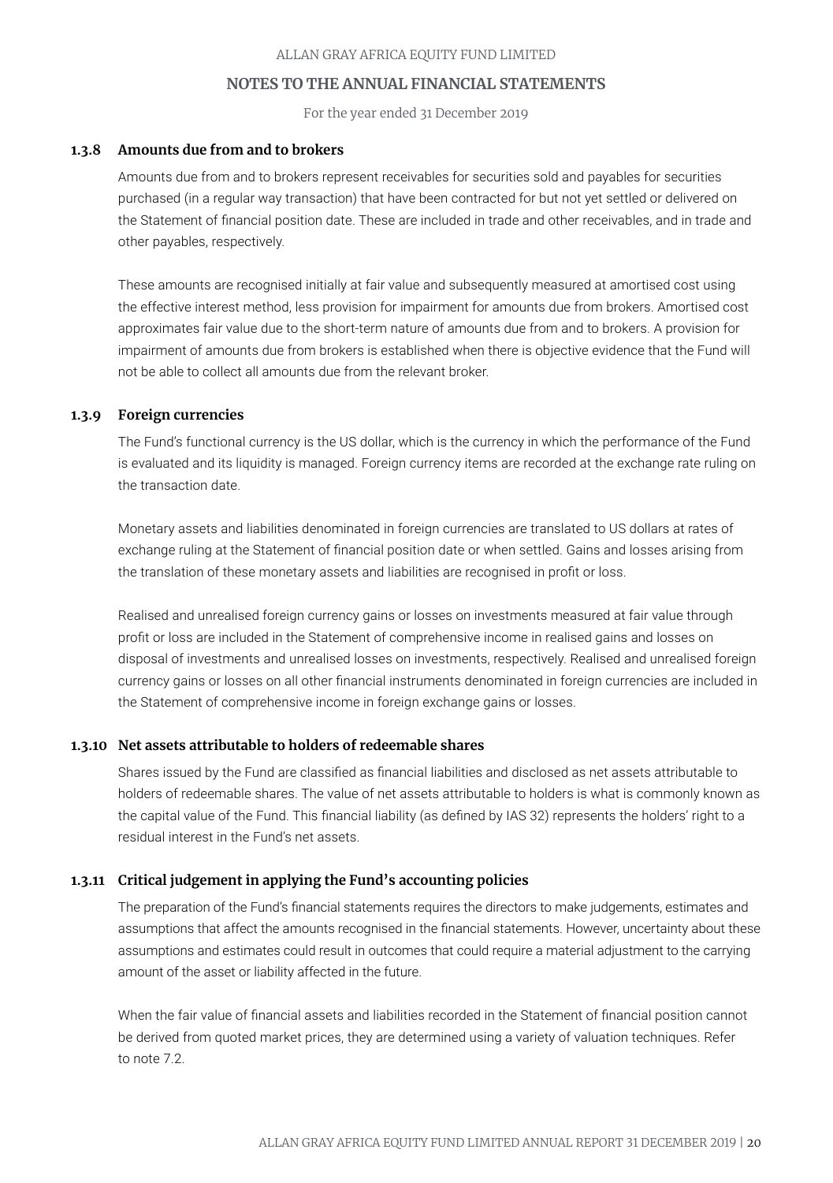### 1.3.8 Amounts due from and to brokers

Amounts due from and to brokers represent receivables for securities sold and payables for securities purchased (in a regular way transaction) that have been contracted for but not yet settled or delivered on the Statement of financial position date. These are included in trade and other receivables, and in trade and other payables, respectively.

These amounts are recognised initially at fair value and subsequently measured at amortised cost using the effective interest method, less provision for impairment for amounts due from brokers. Amortised cost approximates fair value due to the short-term nature of amounts due from and to brokers. A provision for impairment of amounts due from brokers is established when there is objective evidence that the Fund will not be able to collect all amounts due from the relevant broker.

### 1.3.9 Foreign currencies

The Fund's functional currency is the US dollar, which is the currency in which the performance of the Fund is evaluated and its liquidity is managed. Foreign currency items are recorded at the exchange rate ruling on the transaction date.

Monetary assets and liabilities denominated in foreign currencies are translated to US dollars at rates of exchange ruling at the Statement of financial position date or when settled. Gains and losses arising from the translation of these monetary assets and liabilities are recognised in profit or loss.

Realised and unrealised foreign currency gains or losses on investments measured at fair value through profit or loss are included in the Statement of comprehensive income in realised gains and losses on disposal of investments and unrealised losses on investments, respectively. Realised and unrealised foreign currency gains or losses on all other financial instruments denominated in foreign currencies are included in the Statement of comprehensive income in foreign exchange gains or losses.

### 1.3.10 Net assets attributable to holders of redeemable shares

Shares issued by the Fund are classified as financial liabilities and disclosed as net assets attributable to holders of redeemable shares. The value of net assets attributable to holders is what is commonly known as the capital value of the Fund. This financial liability (as defined by IAS 32) represents the holders' right to a residual interest in the Fund's net assets.

### 1.3.11 Critical judgement in applying the Fund's accounting policies

The preparation of the Fund's financial statements requires the directors to make judgements, estimates and assumptions that affect the amounts recognised in the financial statements. However, uncertainty about these assumptions and estimates could result in outcomes that could require a material adjustment to the carrying amount of the asset or liability affected in the future.

When the fair value of financial assets and liabilities recorded in the Statement of financial position cannot be derived from quoted market prices, they are determined using a variety of valuation techniques. Refer to note 7.2.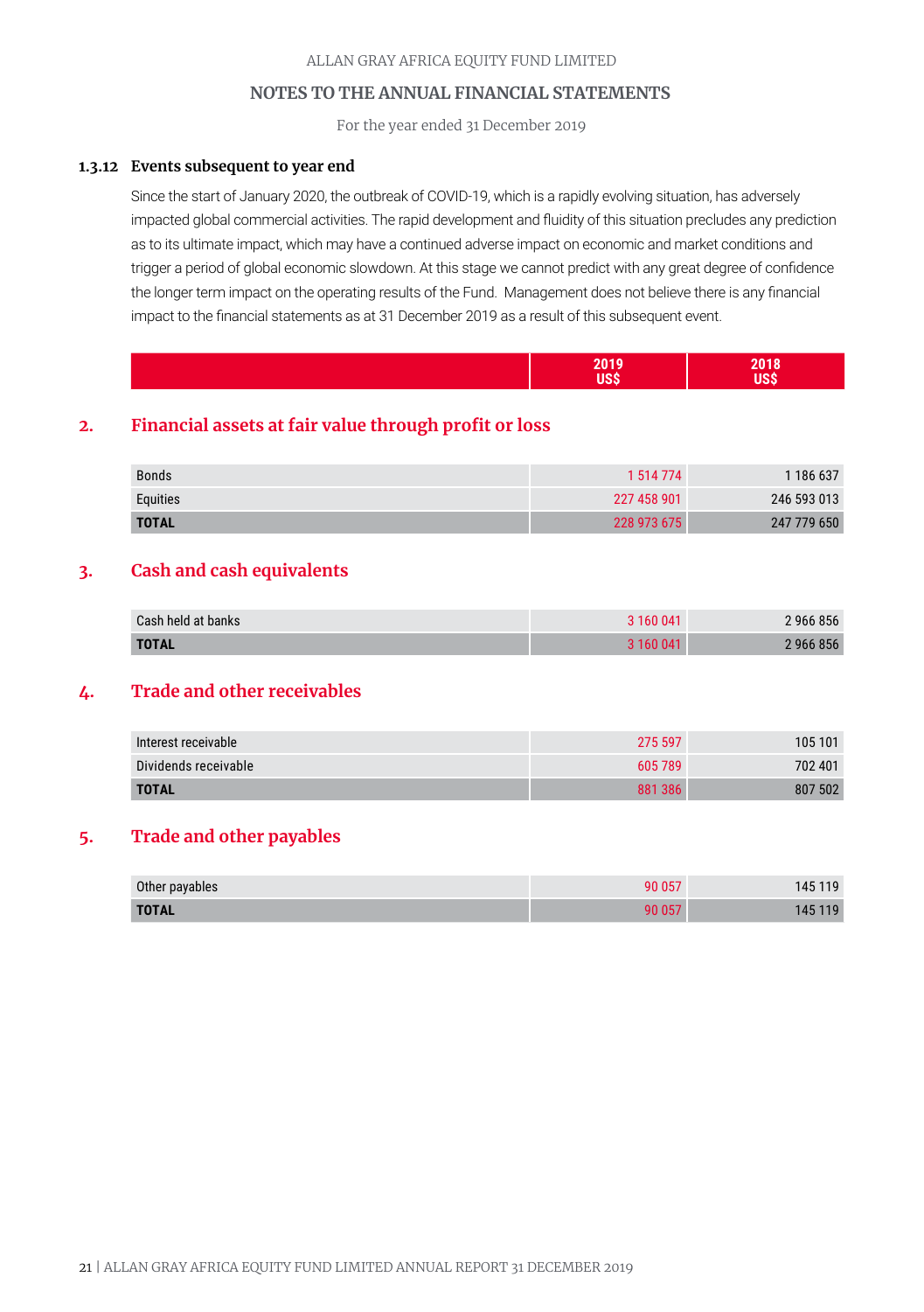### 1.3.12 Events subsequent to year end

Since the start of January 2020, the outbreak of COVID-19, which is a rapidly evolving situation, has adversely impacted global commercial activities. The rapid development and fluidity of this situation precludes any prediction as to its ultimate impact, which may have a continued adverse impact on economic and market conditions and trigger a period of global economic slowdown. At this stage we cannot predict with any great degree of confidence the longer term impact on the operating results of the Fund. Management does not believe there is any financial impact to the financial statements as at 31 December 2019 as a result of this subsequent event.

| | 2019 US$ | 2018 US$ |
|---|---|---|

## 2. Financial assets at fair value through profit or loss

| | 2019 US$ | 2018 US$ |
|---|---|---|
| Bonds | 1 514 774 | 1 186 637 |
| Equities | 227 458 901 | 246 593 013 |
| **TOTAL** | 228 973 675 | 247 779 650 |

## 3. Cash and cash equivalents

| | 2019 US$ | 2018 US$ |
|---|---|---|
| Cash held at banks | 3 160 041 | 2 966 856 |
| **TOTAL** | 3 160 041 | 2 966 856 |

## 4. Trade and other receivables

| | 2019 US$ | 2018 US$ |
|---|---|---|
| Interest receivable | 275 597 | 105 101 |
| Dividends receivable | 605 789 | 702 401 |
| **TOTAL** | 881 386 | 807 502 |

## 5. Trade and other payables

| | 2019 US$ | 2018 US$ |
|---|---|---|
| Other payables | 90 057 | 145 119 |
| **TOTAL** | 90 057 | 145 119 |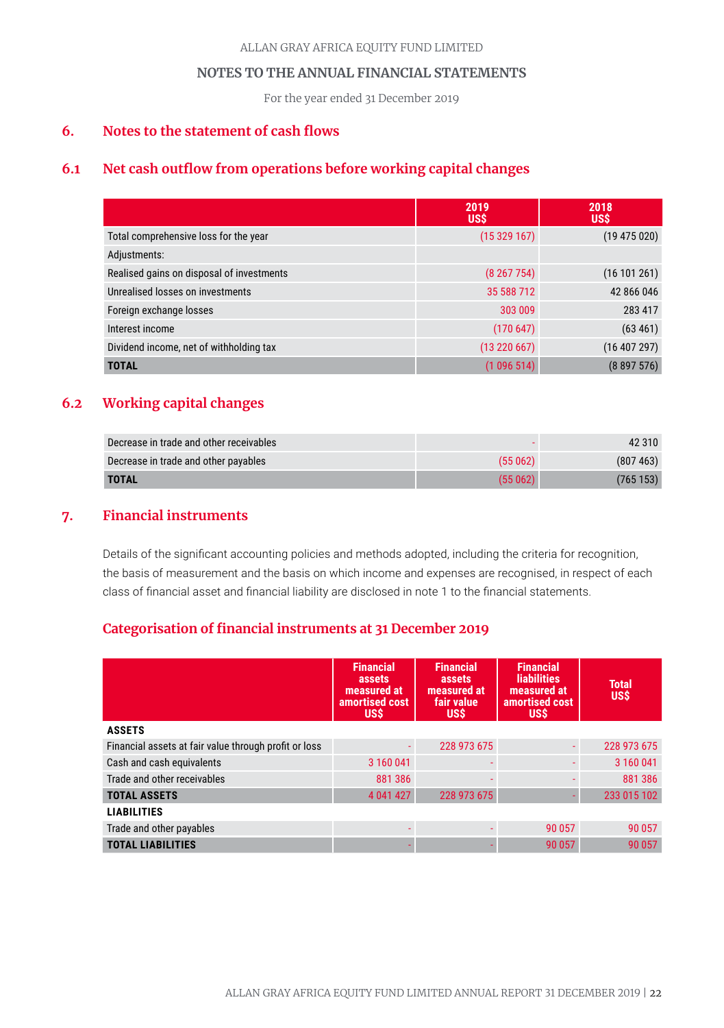ALLAN GRAY AFRICA EQUITY FUND LIMITED

NOTES TO THE ANNUAL FINANCIAL STATEMENTS

For the year ended 31 December 2019

## 6. Notes to the statement of cash flows

### 6.1 Net cash outflow from operations before working capital changes

| | 2019 US$ | 2018 US$ |
|---|---|---|
| Total comprehensive loss for the year | (15 329 167) | (19 475 020) |
| Adjustments: | | |
| Realised gains on disposal of investments | (8 267 754) | (16 101 261) |
| Unrealised losses on investments | 35 588 712 | 42 866 046 |
| Foreign exchange losses | 303 009 | 283 417 |
| Interest income | (170 647) | (63 461) |
| Dividend income, net of withholding tax | (13 220 667) | (16 407 297) |
| **TOTAL** | (1 096 514) | (8 897 576) |

### 6.2 Working capital changes

| | 2019 US$ | 2018 US$ |
|---|---|---|
| Decrease in trade and other receivables | - | 42 310 |
| Decrease in trade and other payables | (55 062) | (807 463) |
| **TOTAL** | (55 062) | (765 153) |

## 7. Financial instruments

Details of the significant accounting policies and methods adopted, including the criteria for recognition, the basis of measurement and the basis on which income and expenses are recognised, in respect of each class of financial asset and financial liability are disclosed in note 1 to the financial statements.

### Categorisation of financial instruments at 31 December 2019

| | Financial assets measured at amortised cost US$ | Financial assets measured at fair value US$ | Financial liabilities measured at amortised cost US$ | Total US$ |
|---|---|---|---|---|
| **ASSETS** | | | | |
| Financial assets at fair value through profit or loss | - | 228 973 675 | - | 228 973 675 |
| Cash and cash equivalents | 3 160 041 | - | - | 3 160 041 |
| Trade and other receivables | 881 386 | - | - | 881 386 |
| **TOTAL ASSETS** | 4 041 427 | 228 973 675 | - | 233 015 102 |
| **LIABILITIES** | | | | |
| Trade and other payables | - | - | 90 057 | 90 057 |
| **TOTAL LIABILITIES** | - | - | 90 057 | 90 057 |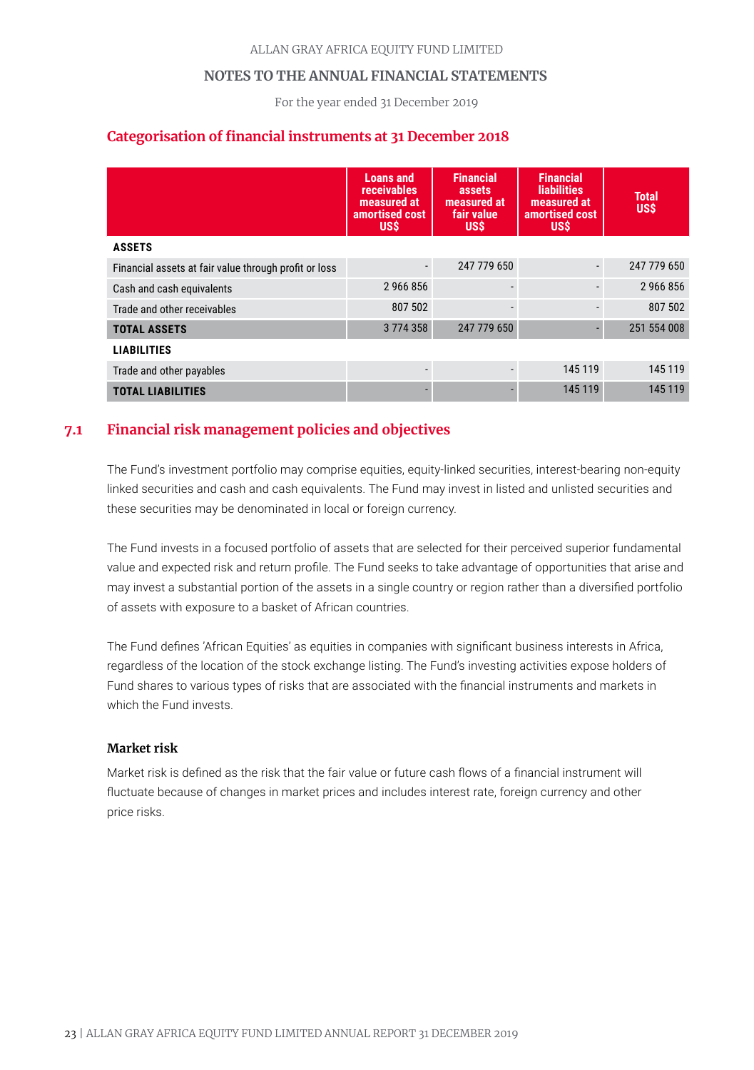## Categorisation of financial instruments at 31 December 2018

| | Loans and receivables measured at amortised cost US$ | Financial assets measured at fair value US$ | Financial liabilities measured at amortised cost US$ | Total US$ |
|---|---|---|---|---|
| **ASSETS** | | | | |
| Financial assets at fair value through profit or loss | - | 247 779 650 | - | 247 779 650 |
| Cash and cash equivalents | 2 966 856 | - | - | 2 966 856 |
| Trade and other receivables | 807 502 | - | - | 807 502 |
| **TOTAL ASSETS** | 3 774 358 | 247 779 650 | - | 251 554 008 |
| **LIABILITIES** | | | | |
| Trade and other payables | - | - | 145 119 | 145 119 |
| **TOTAL LIABILITIES** | - | - | 145 119 | 145 119 |

## 7.1 Financial risk management policies and objectives

The Fund's investment portfolio may comprise equities, equity-linked securities, interest-bearing non-equity linked securities and cash and cash equivalents. The Fund may invest in listed and unlisted securities and these securities may be denominated in local or foreign currency.

The Fund invests in a focused portfolio of assets that are selected for their perceived superior fundamental value and expected risk and return profile. The Fund seeks to take advantage of opportunities that arise and may invest a substantial portion of the assets in a single country or region rather than a diversified portfolio of assets with exposure to a basket of African countries.

The Fund defines 'African Equities' as equities in companies with significant business interests in Africa, regardless of the location of the stock exchange listing. The Fund's investing activities expose holders of Fund shares to various types of risks that are associated with the financial instruments and markets in which the Fund invests.

### Market risk

Market risk is defined as the risk that the fair value or future cash flows of a financial instrument will fluctuate because of changes in market prices and includes interest rate, foreign currency and other price risks.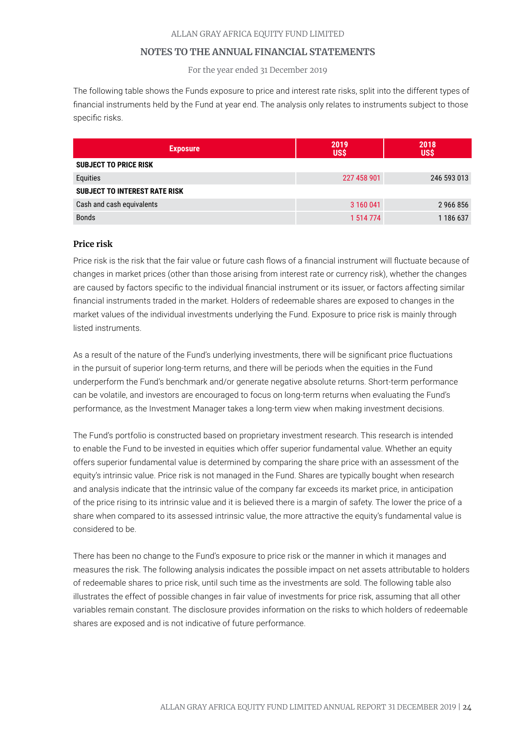The following table shows the Funds exposure to price and interest rate risks, split into the different types of financial instruments held by the Fund at year end. The analysis only relates to instruments subject to those specific risks.

| Exposure | 2019 US$ | 2018 US$ |
|---|---|---|
| **SUBJECT TO PRICE RISK** | | |
| Equities | 227 458 901 | 246 593 013 |
| **SUBJECT TO INTEREST RATE RISK** | | |
| Cash and cash equivalents | 3 160 041 | 2 966 856 |
| Bonds | 1 514 774 | 1 186 637 |

### Price risk

Price risk is the risk that the fair value or future cash flows of a financial instrument will fluctuate because of changes in market prices (other than those arising from interest rate or currency risk), whether the changes are caused by factors specific to the individual financial instrument or its issuer, or factors affecting similar financial instruments traded in the market. Holders of redeemable shares are exposed to changes in the market values of the individual investments underlying the Fund. Exposure to price risk is mainly through listed instruments.

As a result of the nature of the Fund's underlying investments, there will be significant price fluctuations in the pursuit of superior long-term returns, and there will be periods when the equities in the Fund underperform the Fund's benchmark and/or generate negative absolute returns. Short-term performance can be volatile, and investors are encouraged to focus on long-term returns when evaluating the Fund's performance, as the Investment Manager takes a long-term view when making investment decisions.

The Fund's portfolio is constructed based on proprietary investment research. This research is intended to enable the Fund to be invested in equities which offer superior fundamental value. Whether an equity offers superior fundamental value is determined by comparing the share price with an assessment of the equity's intrinsic value. Price risk is not managed in the Fund. Shares are typically bought when research and analysis indicate that the intrinsic value of the company far exceeds its market price, in anticipation of the price rising to its intrinsic value and it is believed there is a margin of safety. The lower the price of a share when compared to its assessed intrinsic value, the more attractive the equity's fundamental value is considered to be.

There has been no change to the Fund's exposure to price risk or the manner in which it manages and measures the risk. The following analysis indicates the possible impact on net assets attributable to holders of redeemable shares to price risk, until such time as the investments are sold. The following table also illustrates the effect of possible changes in fair value of investments for price risk, assuming that all other variables remain constant. The disclosure provides information on the risks to which holders of redeemable shares are exposed and is not indicative of future performance.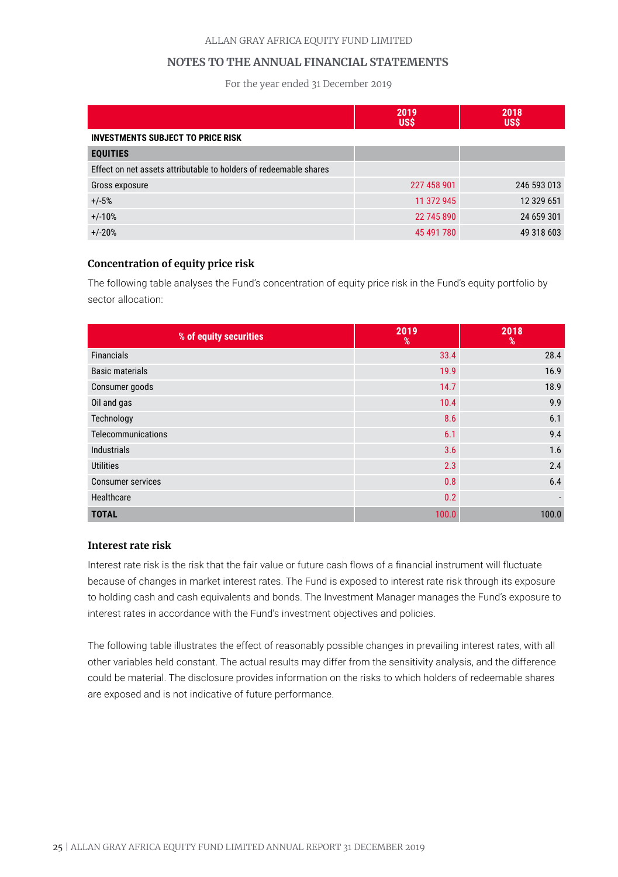|  | 2019 US$ | 2018 US$ |
|---|---|---|
| **INVESTMENTS SUBJECT TO PRICE RISK** |  |  |
| **EQUITIES** |  |  |
| Effect on net assets attributable to holders of redeemable shares |  |  |
| Gross exposure | 227 458 901 | 246 593 013 |
| +/-5% | 11 372 945 | 12 329 651 |
| +/-10% | 22 745 890 | 24 659 301 |
| +/-20% | 45 491 780 | 49 318 603 |

### Concentration of equity price risk

The following table analyses the Fund's concentration of equity price risk in the Fund's equity portfolio by sector allocation:

| % of equity securities | 2019 % | 2018 % |
|---|---|---|
| Financials | 33.4 | 28.4 |
| Basic materials | 19.9 | 16.9 |
| Consumer goods | 14.7 | 18.9 |
| Oil and gas | 10.4 | 9.9 |
| Technology | 8.6 | 6.1 |
| Telecommunications | 6.1 | 9.4 |
| Industrials | 3.6 | 1.6 |
| Utilities | 2.3 | 2.4 |
| Consumer services | 0.8 | 6.4 |
| Healthcare | 0.2 | - |
| **TOTAL** | 100.0 | 100.0 |

### Interest rate risk

Interest rate risk is the risk that the fair value or future cash flows of a financial instrument will fluctuate because of changes in market interest rates. The Fund is exposed to interest rate risk through its exposure to holding cash and cash equivalents and bonds. The Investment Manager manages the Fund's exposure to interest rates in accordance with the Fund's investment objectives and policies.

The following table illustrates the effect of reasonably possible changes in prevailing interest rates, with all other variables held constant. The actual results may differ from the sensitivity analysis, and the difference could be material. The disclosure provides information on the risks to which holders of redeemable shares are exposed and is not indicative of future performance.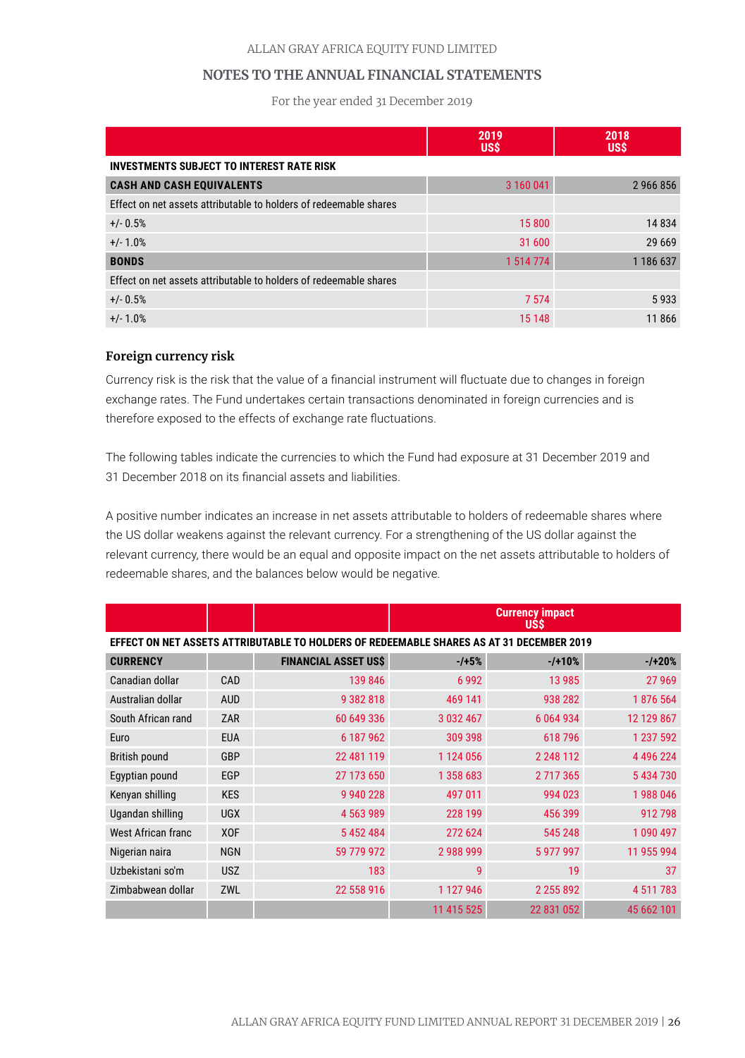## NOTES TO THE ANNUAL FINANCIAL STATEMENTS

For the year ended 31 December 2019

| | 2019 US$ | 2018 US$ |
|---|---|---|
| **INVESTMENTS SUBJECT TO INTEREST RATE RISK** | | |
| **CASH AND CASH EQUIVALENTS** | 3 160 041 | 2 966 856 |
| Effect on net assets attributable to holders of redeemable shares | | |
| +/- 0.5% | 15 800 | 14 834 |
| +/- 1.0% | 31 600 | 29 669 |
| **BONDS** | 1 514 774 | 1 186 637 |
| Effect on net assets attributable to holders of redeemable shares | | |
| +/- 0.5% | 7 574 | 5 933 |
| +/- 1.0% | 15 148 | 11 866 |

### Foreign currency risk

Currency risk is the risk that the value of a financial instrument will fluctuate due to changes in foreign exchange rates. The Fund undertakes certain transactions denominated in foreign currencies and is therefore exposed to the effects of exchange rate fluctuations.

The following tables indicate the currencies to which the Fund had exposure at 31 December 2019 and 31 December 2018 on its financial assets and liabilities.

A positive number indicates an increase in net assets attributable to holders of redeemable shares where the US dollar weakens against the relevant currency. For a strengthening of the US dollar against the relevant currency, there would be an equal and opposite impact on the net assets attributable to holders of redeemable shares, and the balances below would be negative.

| | | | Currency impact US$ | | |
|---|---|---|---|---|---|
| **EFFECT ON NET ASSETS ATTRIBUTABLE TO HOLDERS OF REDEEMABLE SHARES AS AT 31 DECEMBER 2019** | | | | | |
| **CURRENCY** | | **FINANCIAL ASSET US$** | **-/+5%** | **-/+10%** | **-/+20%** |
| Canadian dollar | CAD | 139 846 | 6 992 | 13 985 | 27 969 |
| Australian dollar | AUD | 9 382 818 | 469 141 | 938 282 | 1 876 564 |
| South African rand | ZAR | 60 649 336 | 3 032 467 | 6 064 934 | 12 129 867 |
| Euro | EUA | 6 187 962 | 309 398 | 618 796 | 1 237 592 |
| British pound | GBP | 22 481 119 | 1 124 056 | 2 248 112 | 4 496 224 |
| Egyptian pound | EGP | 27 173 650 | 1 358 683 | 2 717 365 | 5 434 730 |
| Kenyan shilling | KES | 9 940 228 | 497 011 | 994 023 | 1 988 046 |
| Ugandan shilling | UGX | 4 563 989 | 228 199 | 456 399 | 912 798 |
| West African franc | XOF | 5 452 484 | 272 624 | 545 248 | 1 090 497 |
| Nigerian naira | NGN | 59 779 972 | 2 988 999 | 5 977 997 | 11 955 994 |
| Uzbekistani so'm | USZ | 183 | 9 | 19 | 37 |
| Zimbabwean dollar | ZWL | 22 558 916 | 1 127 946 | 2 255 892 | 4 511 783 |
| | | | 11 415 525 | 22 831 052 | 45 662 101 |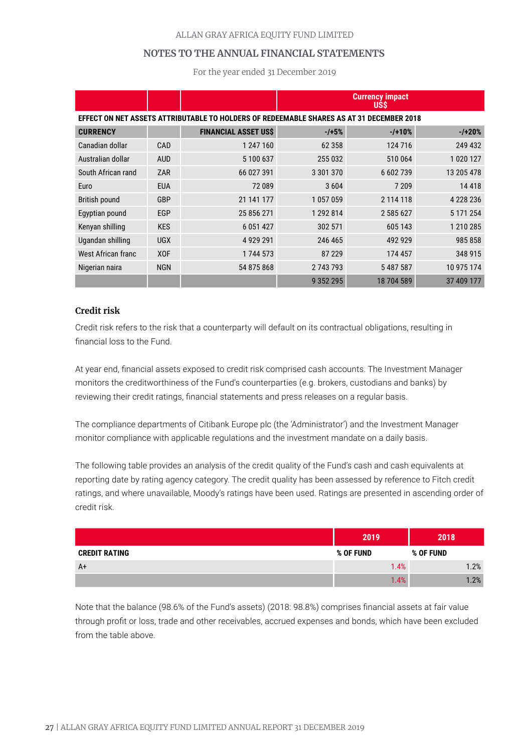ALLAN GRAY AFRICA EQUITY FUND LIMITED

## NOTES TO THE ANNUAL FINANCIAL STATEMENTS

For the year ended 31 December 2019

| | | | Currency impact US$ | | |
|---|---|---|---|---|---|
| **EFFECT ON NET ASSETS ATTRIBUTABLE TO HOLDERS OF REDEEMABLE SHARES AS AT 31 DECEMBER 2018** | | | | | |
| **CURRENCY** | | **FINANCIAL ASSET US$** | **-/+5%** | **-/+10%** | **-/+20%** |
| Canadian dollar | CAD | 1 247 160 | 62 358 | 124 716 | 249 432 |
| Australian dollar | AUD | 5 100 637 | 255 032 | 510 064 | 1 020 127 |
| South African rand | ZAR | 66 027 391 | 3 301 370 | 6 602 739 | 13 205 478 |
| Euro | EUA | 72 089 | 3 604 | 7 209 | 14 418 |
| British pound | GBP | 21 141 177 | 1 057 059 | 2 114 118 | 4 228 236 |
| Egyptian pound | EGP | 25 856 271 | 1 292 814 | 2 585 627 | 5 171 254 |
| Kenyan shilling | KES | 6 051 427 | 302 571 | 605 143 | 1 210 285 |
| Ugandan shilling | UGX | 4 929 291 | 246 465 | 492 929 | 985 858 |
| West African franc | XOF | 1 744 573 | 87 229 | 174 457 | 348 915 |
| Nigerian naira | NGN | 54 875 868 | 2 743 793 | 5 487 587 | 10 975 174 |
| | | | 9 352 295 | 18 704 589 | 37 409 177 |

### Credit risk

Credit risk refers to the risk that a counterparty will default on its contractual obligations, resulting in financial loss to the Fund.

At year end, financial assets exposed to credit risk comprised cash accounts. The Investment Manager monitors the creditworthiness of the Fund's counterparties (e.g. brokers, custodians and banks) by reviewing their credit ratings, financial statements and press releases on a regular basis.

The compliance departments of Citibank Europe plc (the 'Administrator') and the Investment Manager monitor compliance with applicable regulations and the investment mandate on a daily basis.

The following table provides an analysis of the credit quality of the Fund's cash and cash equivalents at reporting date by rating agency category. The credit quality has been assessed by reference to Fitch credit ratings, and where unavailable, Moody's ratings have been used. Ratings are presented in ascending order of credit risk.

| | 2019 | 2018 |
|---|---|---|
| **CREDIT RATING** | **% OF FUND** | **% OF FUND** |
| A+ | 1.4% | 1.2% |
| | 1.4% | 1.2% |

Note that the balance (98.6% of the Fund's assets) (2018: 98.8%) comprises financial assets at fair value through profit or loss, trade and other receivables, accrued expenses and bonds, which have been excluded from the table above.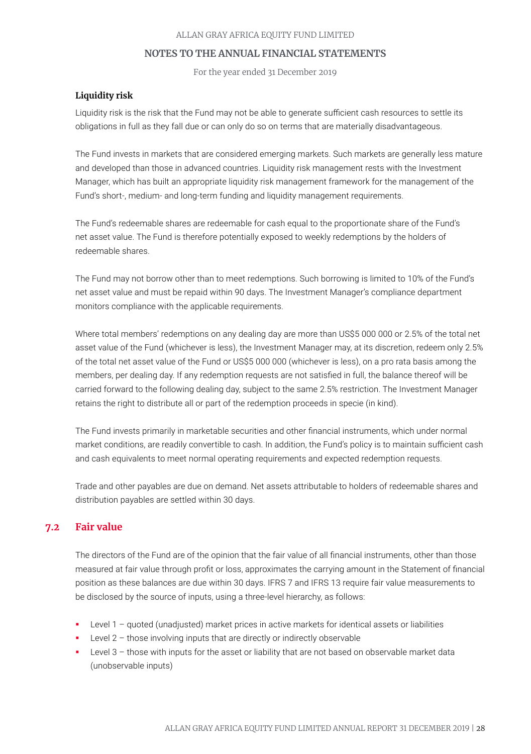### Liquidity risk

Liquidity risk is the risk that the Fund may not be able to generate sufficient cash resources to settle its obligations in full as they fall due or can only do so on terms that are materially disadvantageous.

The Fund invests in markets that are considered emerging markets. Such markets are generally less mature and developed than those in advanced countries. Liquidity risk management rests with the Investment Manager, which has built an appropriate liquidity risk management framework for the management of the Fund's short-, medium- and long-term funding and liquidity management requirements.

The Fund's redeemable shares are redeemable for cash equal to the proportionate share of the Fund's net asset value. The Fund is therefore potentially exposed to weekly redemptions by the holders of redeemable shares.

The Fund may not borrow other than to meet redemptions. Such borrowing is limited to 10% of the Fund's net asset value and must be repaid within 90 days. The Investment Manager's compliance department monitors compliance with the applicable requirements.

Where total members' redemptions on any dealing day are more than US$5 000 000 or 2.5% of the total net asset value of the Fund (whichever is less), the Investment Manager may, at its discretion, redeem only 2.5% of the total net asset value of the Fund or US$5 000 000 (whichever is less), on a pro rata basis among the members, per dealing day. If any redemption requests are not satisfied in full, the balance thereof will be carried forward to the following dealing day, subject to the same 2.5% restriction. The Investment Manager retains the right to distribute all or part of the redemption proceeds in specie (in kind).

The Fund invests primarily in marketable securities and other financial instruments, which under normal market conditions, are readily convertible to cash. In addition, the Fund's policy is to maintain sufficient cash and cash equivalents to meet normal operating requirements and expected redemption requests.

Trade and other payables are due on demand. Net assets attributable to holders of redeemable shares and distribution payables are settled within 30 days.

## 7.2 Fair value

The directors of the Fund are of the opinion that the fair value of all financial instruments, other than those measured at fair value through profit or loss, approximates the carrying amount in the Statement of financial position as these balances are due within 30 days. IFRS 7 and IFRS 13 require fair value measurements to be disclosed by the source of inputs, using a three-level hierarchy, as follows:

- Level 1 – quoted (unadjusted) market prices in active markets for identical assets or liabilities
- Level 2 – those involving inputs that are directly or indirectly observable
- Level 3 – those with inputs for the asset or liability that are not based on observable market data (unobservable inputs)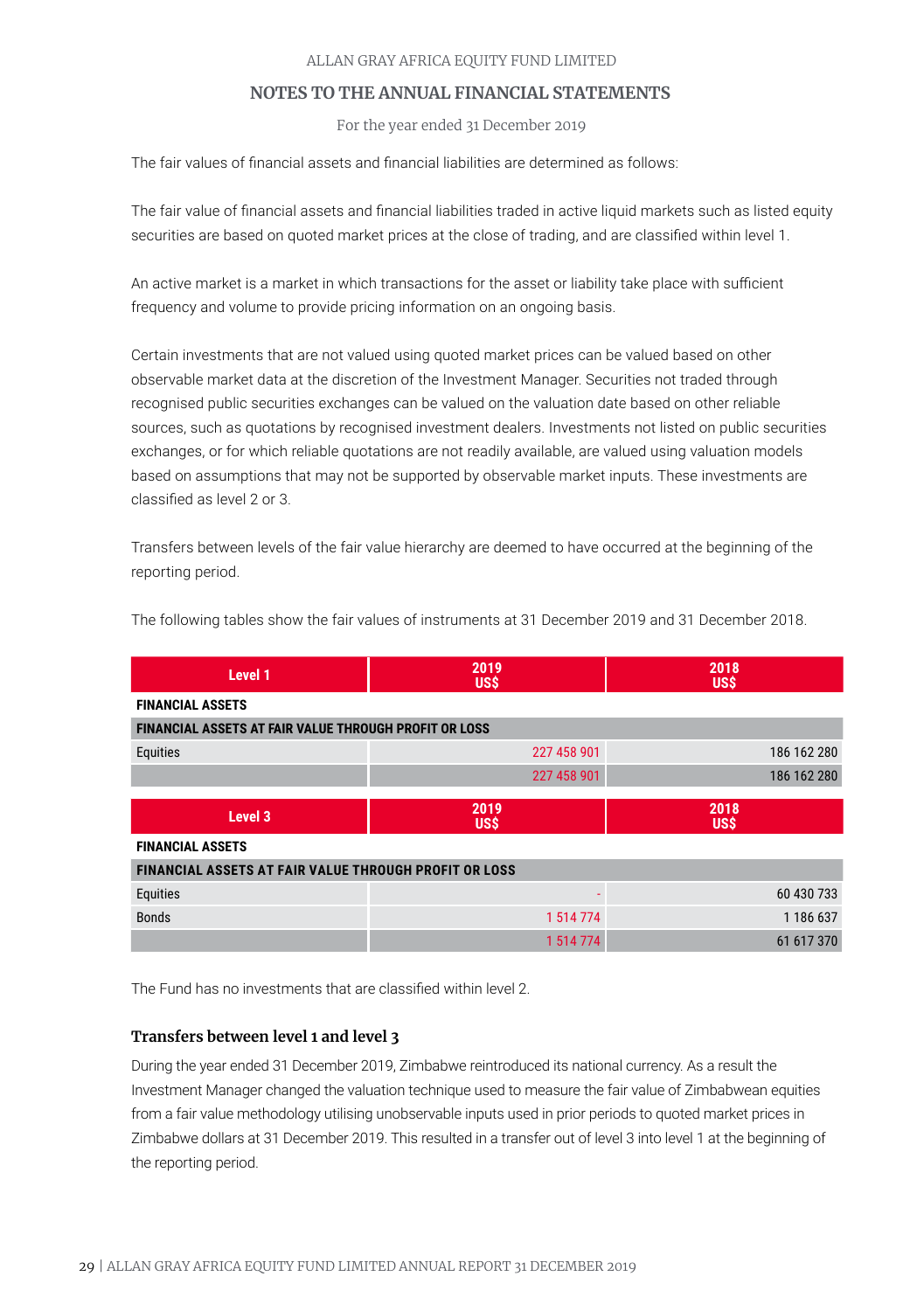The fair values of financial assets and financial liabilities are determined as follows:

The fair value of financial assets and financial liabilities traded in active liquid markets such as listed equity securities are based on quoted market prices at the close of trading, and are classified within level 1.

An active market is a market in which transactions for the asset or liability take place with sufficient frequency and volume to provide pricing information on an ongoing basis.

Certain investments that are not valued using quoted market prices can be valued based on other observable market data at the discretion of the Investment Manager. Securities not traded through recognised public securities exchanges can be valued on the valuation date based on other reliable sources, such as quotations by recognised investment dealers. Investments not listed on public securities exchanges, or for which reliable quotations are not readily available, are valued using valuation models based on assumptions that may not be supported by observable market inputs. These investments are classified as level 2 or 3.

Transfers between levels of the fair value hierarchy are deemed to have occurred at the beginning of the reporting period.

The following tables show the fair values of instruments at 31 December 2019 and 31 December 2018.

| Level 1 | 2019 US$ | 2018 US$ |
|---|---|---|
| **FINANCIAL ASSETS** | | |
| **FINANCIAL ASSETS AT FAIR VALUE THROUGH PROFIT OR LOSS** | | |
| Equities | 227 458 901 | 186 162 280 |
| | 227 458 901 | 186 162 280 |

| Level 3 | 2019 US$ | 2018 US$ |
|---|---|---|
| **FINANCIAL ASSETS** | | |
| **FINANCIAL ASSETS AT FAIR VALUE THROUGH PROFIT OR LOSS** | | |
| Equities | - | 60 430 733 |
| Bonds | 1 514 774 | 1 186 637 |
| | 1 514 774 | 61 617 370 |

The Fund has no investments that are classified within level 2.

### Transfers between level 1 and level 3

During the year ended 31 December 2019, Zimbabwe reintroduced its national currency. As a result the Investment Manager changed the valuation technique used to measure the fair value of Zimbabwean equities from a fair value methodology utilising unobservable inputs used in prior periods to quoted market prices in Zimbabwe dollars at 31 December 2019. This resulted in a transfer out of level 3 into level 1 at the beginning of the reporting period.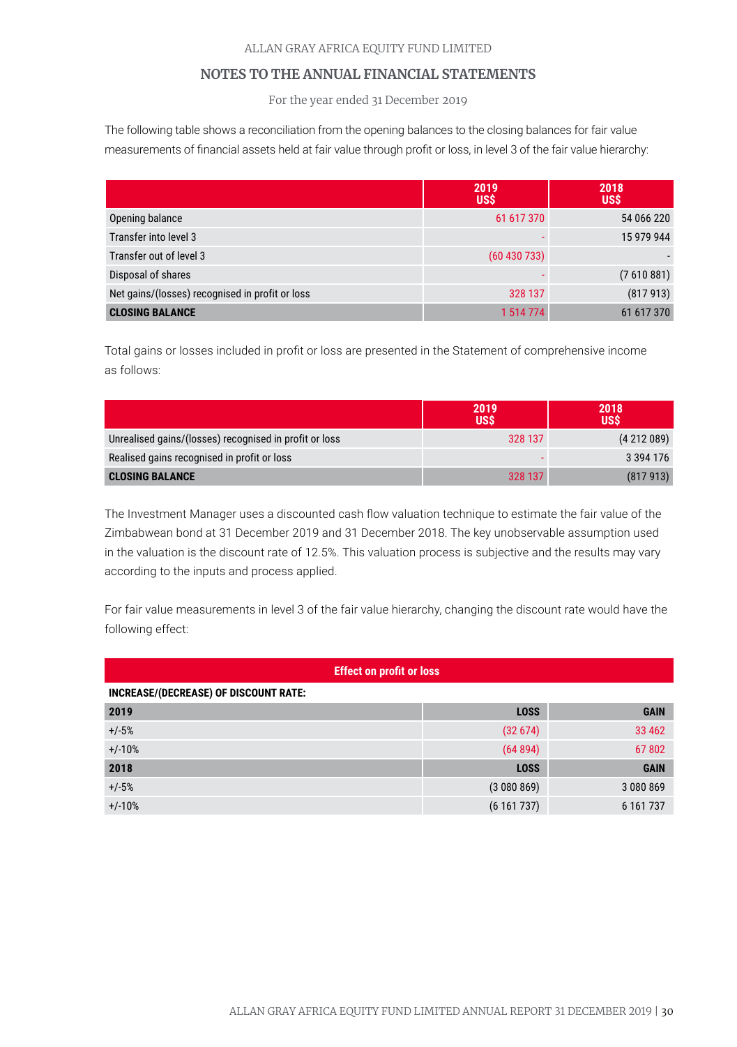ALLAN GRAY AFRICA EQUITY FUND LIMITED

## NOTES TO THE ANNUAL FINANCIAL STATEMENTS

For the year ended 31 December 2019

The following table shows a reconciliation from the opening balances to the closing balances for fair value measurements of financial assets held at fair value through profit or loss, in level 3 of the fair value hierarchy:

| | 2019 US$ | 2018 US$ |
|---|---|---|
| Opening balance | 61 617 370 | 54 066 220 |
| Transfer into level 3 | - | 15 979 944 |
| Transfer out of level 3 | (60 430 733) | - |
| Disposal of shares | - | (7 610 881) |
| Net gains/(losses) recognised in profit or loss | 328 137 | (817 913) |
| **CLOSING BALANCE** | 1 514 774 | 61 617 370 |

Total gains or losses included in profit or loss are presented in the Statement of comprehensive income as follows:

| | 2019 US$ | 2018 US$ |
|---|---|---|
| Unrealised gains/(losses) recognised in profit or loss | 328 137 | (4 212 089) |
| Realised gains recognised in profit or loss | - | 3 394 176 |
| **CLOSING BALANCE** | 328 137 | (817 913) |

The Investment Manager uses a discounted cash flow valuation technique to estimate the fair value of the Zimbabwean bond at 31 December 2019 and 31 December 2018. The key unobservable assumption used in the valuation is the discount rate of 12.5%. This valuation process is subjective and the results may vary according to the inputs and process applied.

For fair value measurements in level 3 of the fair value hierarchy, changing the discount rate would have the following effect:

| Effect on profit or loss | | |
|---|---|---|
| **INCREASE/(DECREASE) OF DISCOUNT RATE:** | | |
| **2019** | **LOSS** | **GAIN** |
| +/-5% | (32 674) | 33 462 |
| +/-10% | (64 894) | 67 802 |
| **2018** | **LOSS** | **GAIN** |
| +/-5% | (3 080 869) | 3 080 869 |
| +/-10% | (6 161 737) | 6 161 737 |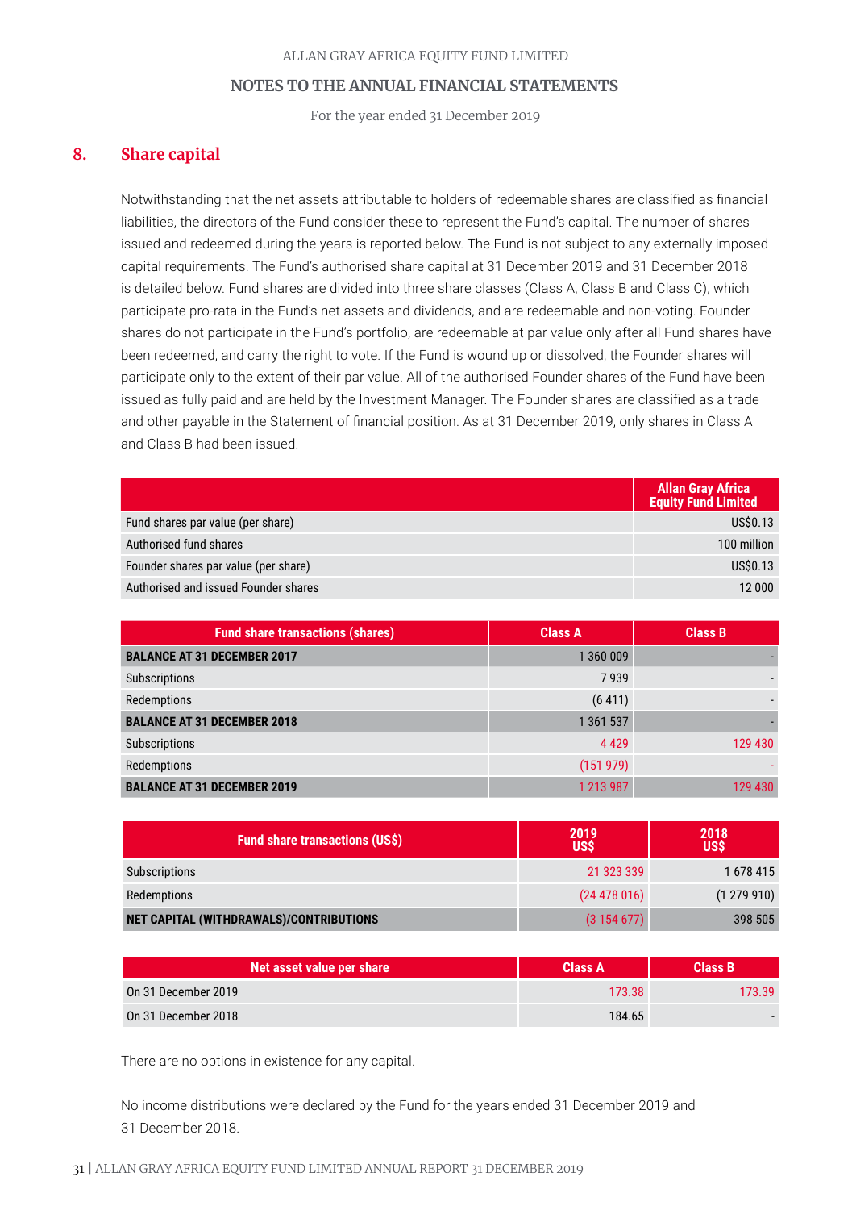## 8. Share capital

Notwithstanding that the net assets attributable to holders of redeemable shares are classified as financial liabilities, the directors of the Fund consider these to represent the Fund's capital. The number of shares issued and redeemed during the years is reported below. The Fund is not subject to any externally imposed capital requirements. The Fund's authorised share capital at 31 December 2019 and 31 December 2018 is detailed below. Fund shares are divided into three share classes (Class A, Class B and Class C), which participate pro-rata in the Fund's net assets and dividends, and are redeemable and non-voting. Founder shares do not participate in the Fund's portfolio, are redeemable at par value only after all Fund shares have been redeemed, and carry the right to vote. If the Fund is wound up or dissolved, the Founder shares will participate only to the extent of their par value. All of the authorised Founder shares of the Fund have been issued as fully paid and are held by the Investment Manager. The Founder shares are classified as a trade and other payable in the Statement of financial position. As at 31 December 2019, only shares in Class A and Class B had been issued.

| | Allan Gray Africa Equity Fund Limited |
|---|---|
| Fund shares par value (per share) | US$0.13 |
| Authorised fund shares | 100 million |
| Founder shares par value (per share) | US$0.13 |
| Authorised and issued Founder shares | 12 000 |

| Fund share transactions (shares) | Class A | Class B |
|---|---|---|
| **BALANCE AT 31 DECEMBER 2017** | 1 360 009 | - |
| Subscriptions | 7 939 | - |
| Redemptions | (6 411) | - |
| **BALANCE AT 31 DECEMBER 2018** | 1 361 537 | - |
| Subscriptions | 4 429 | 129 430 |
| Redemptions | (151 979) | - |
| **BALANCE AT 31 DECEMBER 2019** | 1 213 987 | 129 430 |

| Fund share transactions (US$) | 2019 US$ | 2018 US$ |
|---|---|---|
| Subscriptions | 21 323 339 | 1 678 415 |
| Redemptions | (24 478 016) | (1 279 910) |
| **NET CAPITAL (WITHDRAWALS)/CONTRIBUTIONS** | (3 154 677) | 398 505 |

| Net asset value per share | Class A | Class B |
|---|---|---|
| On 31 December 2019 | 173.38 | 173.39 |
| On 31 December 2018 | 184.65 | - |

There are no options in existence for any capital.

No income distributions were declared by the Fund for the years ended 31 December 2019 and 31 December 2018.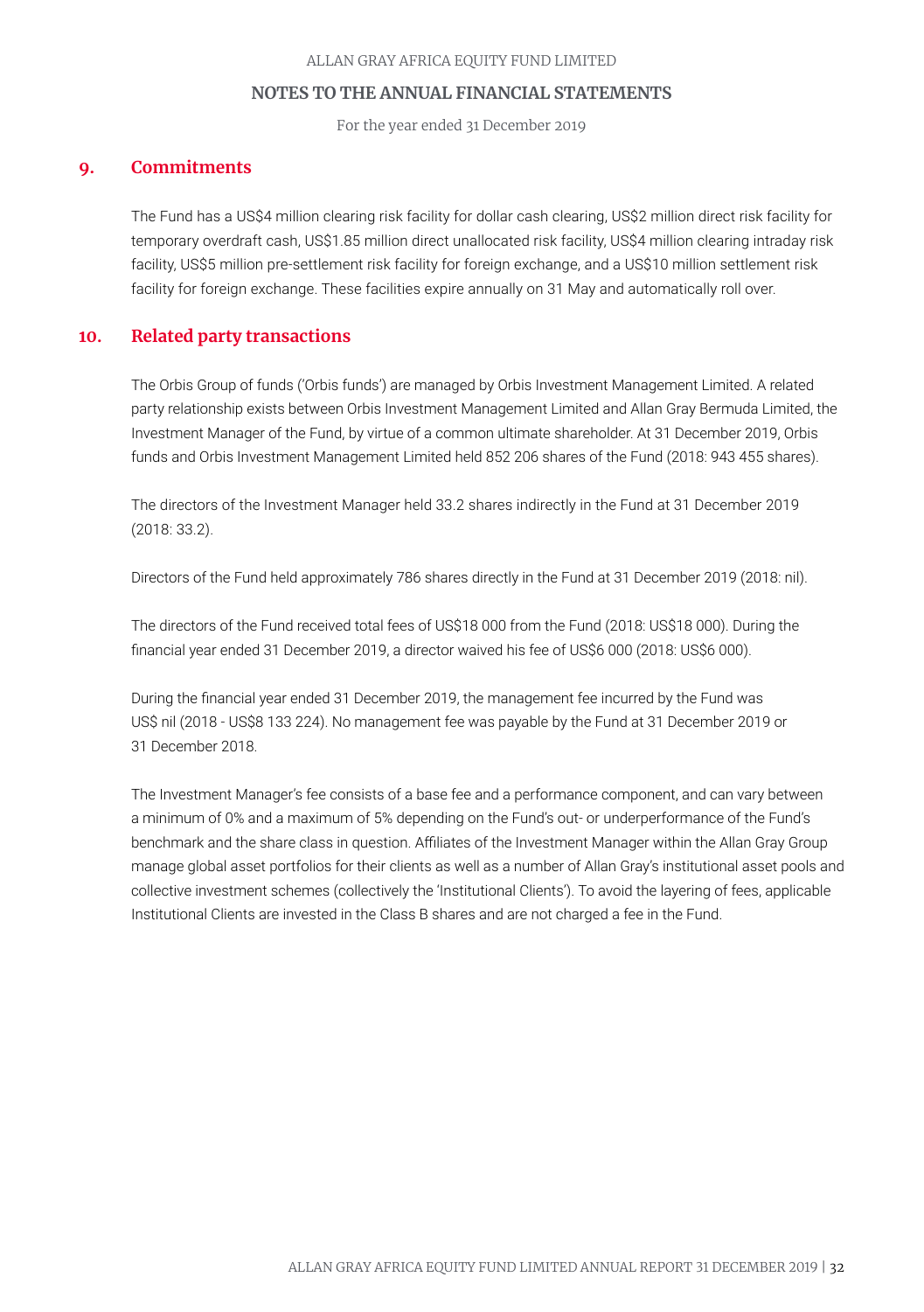## 9. Commitments

The Fund has a US$4 million clearing risk facility for dollar cash clearing, US$2 million direct risk facility for temporary overdraft cash, US$1.85 million direct unallocated risk facility, US$4 million clearing intraday risk facility, US$5 million pre-settlement risk facility for foreign exchange, and a US$10 million settlement risk facility for foreign exchange. These facilities expire annually on 31 May and automatically roll over.

## 10. Related party transactions

The Orbis Group of funds ('Orbis funds') are managed by Orbis Investment Management Limited. A related party relationship exists between Orbis Investment Management Limited and Allan Gray Bermuda Limited, the Investment Manager of the Fund, by virtue of a common ultimate shareholder. At 31 December 2019, Orbis funds and Orbis Investment Management Limited held 852 206 shares of the Fund (2018: 943 455 shares).

The directors of the Investment Manager held 33.2 shares indirectly in the Fund at 31 December 2019 (2018: 33.2).

Directors of the Fund held approximately 786 shares directly in the Fund at 31 December 2019 (2018: nil).

The directors of the Fund received total fees of US$18 000 from the Fund (2018: US$18 000). During the financial year ended 31 December 2019, a director waived his fee of US$6 000 (2018: US$6 000).

During the financial year ended 31 December 2019, the management fee incurred by the Fund was US$ nil (2018 - US$8 133 224). No management fee was payable by the Fund at 31 December 2019 or 31 December 2018.

The Investment Manager's fee consists of a base fee and a performance component, and can vary between a minimum of 0% and a maximum of 5% depending on the Fund's out- or underperformance of the Fund's benchmark and the share class in question. Affiliates of the Investment Manager within the Allan Gray Group manage global asset portfolios for their clients as well as a number of Allan Gray's institutional asset pools and collective investment schemes (collectively the 'Institutional Clients'). To avoid the layering of fees, applicable Institutional Clients are invested in the Class B shares and are not charged a fee in the Fund.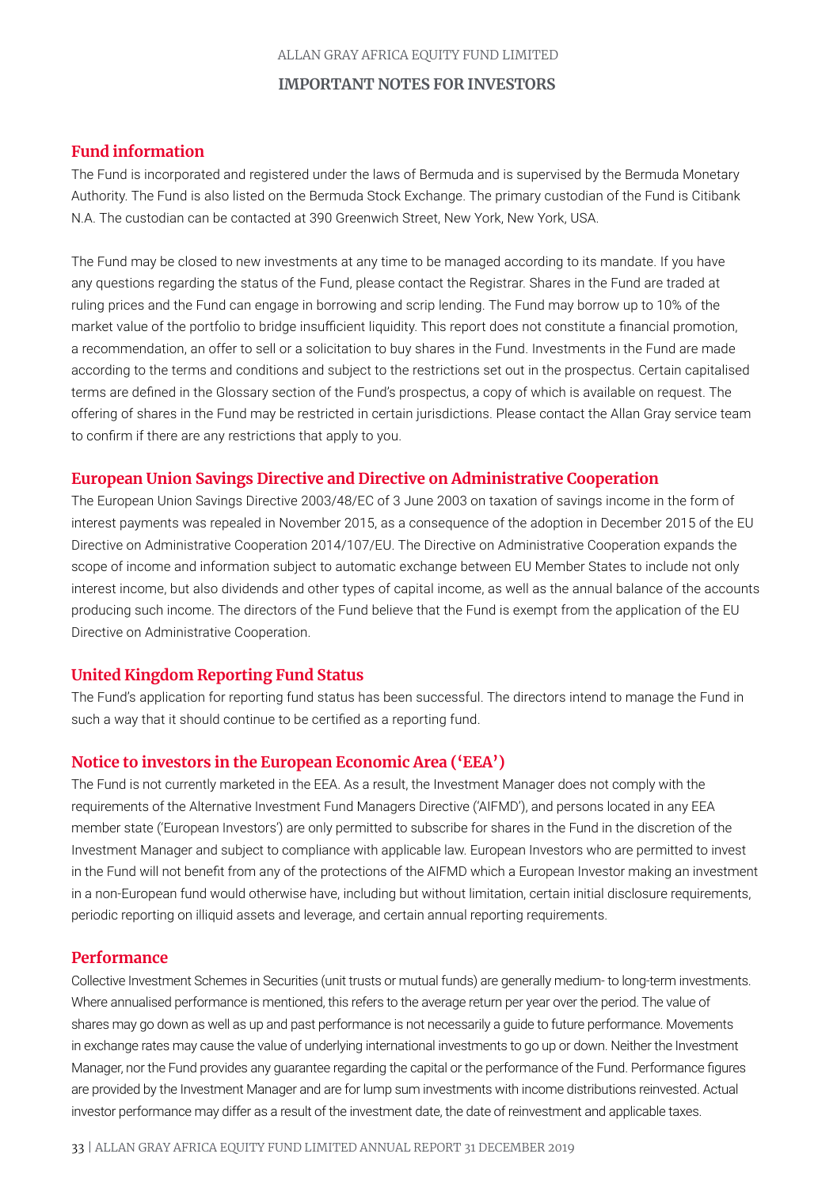## IMPORTANT NOTES FOR INVESTORS

### Fund information

The Fund is incorporated and registered under the laws of Bermuda and is supervised by the Bermuda Monetary Authority. The Fund is also listed on the Bermuda Stock Exchange. The primary custodian of the Fund is Citibank N.A. The custodian can be contacted at 390 Greenwich Street, New York, New York, USA.

The Fund may be closed to new investments at any time to be managed according to its mandate. If you have any questions regarding the status of the Fund, please contact the Registrar. Shares in the Fund are traded at ruling prices and the Fund can engage in borrowing and scrip lending. The Fund may borrow up to 10% of the market value of the portfolio to bridge insufficient liquidity. This report does not constitute a financial promotion, a recommendation, an offer to sell or a solicitation to buy shares in the Fund. Investments in the Fund are made according to the terms and conditions and subject to the restrictions set out in the prospectus. Certain capitalised terms are defined in the Glossary section of the Fund's prospectus, a copy of which is available on request. The offering of shares in the Fund may be restricted in certain jurisdictions. Please contact the Allan Gray service team to confirm if there are any restrictions that apply to you.

### European Union Savings Directive and Directive on Administrative Cooperation

The European Union Savings Directive 2003/48/EC of 3 June 2003 on taxation of savings income in the form of interest payments was repealed in November 2015, as a consequence of the adoption in December 2015 of the EU Directive on Administrative Cooperation 2014/107/EU. The Directive on Administrative Cooperation expands the scope of income and information subject to automatic exchange between EU Member States to include not only interest income, but also dividends and other types of capital income, as well as the annual balance of the accounts producing such income. The directors of the Fund believe that the Fund is exempt from the application of the EU Directive on Administrative Cooperation.

### United Kingdom Reporting Fund Status

The Fund's application for reporting fund status has been successful. The directors intend to manage the Fund in such a way that it should continue to be certified as a reporting fund.

### Notice to investors in the European Economic Area ('EEA')

The Fund is not currently marketed in the EEA. As a result, the Investment Manager does not comply with the requirements of the Alternative Investment Fund Managers Directive ('AIFMD'), and persons located in any EEA member state ('European Investors') are only permitted to subscribe for shares in the Fund in the discretion of the Investment Manager and subject to compliance with applicable law. European Investors who are permitted to invest in the Fund will not benefit from any of the protections of the AIFMD which a European Investor making an investment in a non-European fund would otherwise have, including but without limitation, certain initial disclosure requirements, periodic reporting on illiquid assets and leverage, and certain annual reporting requirements.

### Performance

Collective Investment Schemes in Securities (unit trusts or mutual funds) are generally medium- to long-term investments. Where annualised performance is mentioned, this refers to the average return per year over the period. The value of shares may go down as well as up and past performance is not necessarily a guide to future performance. Movements in exchange rates may cause the value of underlying international investments to go up or down. Neither the Investment Manager, nor the Fund provides any guarantee regarding the capital or the performance of the Fund. Performance figures are provided by the Investment Manager and are for lump sum investments with income distributions reinvested. Actual investor performance may differ as a result of the investment date, the date of reinvestment and applicable taxes.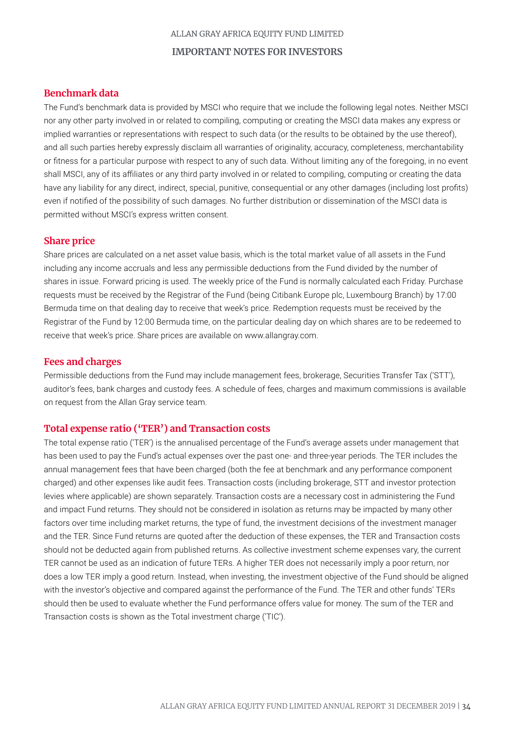## Benchmark data

The Fund's benchmark data is provided by MSCI who require that we include the following legal notes. Neither MSCI nor any other party involved in or related to compiling, computing or creating the MSCI data makes any express or implied warranties or representations with respect to such data (or the results to be obtained by the use thereof), and all such parties hereby expressly disclaim all warranties of originality, accuracy, completeness, merchantability or fitness for a particular purpose with respect to any of such data. Without limiting any of the foregoing, in no event shall MSCI, any of its affiliates or any third party involved in or related to compiling, computing or creating the data have any liability for any direct, indirect, special, punitive, consequential or any other damages (including lost profits) even if notified of the possibility of such damages. No further distribution or dissemination of the MSCI data is permitted without MSCI's express written consent.

## Share price

Share prices are calculated on a net asset value basis, which is the total market value of all assets in the Fund including any income accruals and less any permissible deductions from the Fund divided by the number of shares in issue. Forward pricing is used. The weekly price of the Fund is normally calculated each Friday. Purchase requests must be received by the Registrar of the Fund (being Citibank Europe plc, Luxembourg Branch) by 17:00 Bermuda time on that dealing day to receive that week's price. Redemption requests must be received by the Registrar of the Fund by 12:00 Bermuda time, on the particular dealing day on which shares are to be redeemed to receive that week's price. Share prices are available on www.allangray.com.

## Fees and charges

Permissible deductions from the Fund may include management fees, brokerage, Securities Transfer Tax ('STT'), auditor's fees, bank charges and custody fees. A schedule of fees, charges and maximum commissions is available on request from the Allan Gray service team.

## Total expense ratio ('TER') and Transaction costs

The total expense ratio ('TER') is the annualised percentage of the Fund's average assets under management that has been used to pay the Fund's actual expenses over the past one- and three-year periods. The TER includes the annual management fees that have been charged (both the fee at benchmark and any performance component charged) and other expenses like audit fees. Transaction costs (including brokerage, STT and investor protection levies where applicable) are shown separately. Transaction costs are a necessary cost in administering the Fund and impact Fund returns. They should not be considered in isolation as returns may be impacted by many other factors over time including market returns, the type of fund, the investment decisions of the investment manager and the TER. Since Fund returns are quoted after the deduction of these expenses, the TER and Transaction costs should not be deducted again from published returns. As collective investment scheme expenses vary, the current TER cannot be used as an indication of future TERs. A higher TER does not necessarily imply a poor return, nor does a low TER imply a good return. Instead, when investing, the investment objective of the Fund should be aligned with the investor's objective and compared against the performance of the Fund. The TER and other funds' TERs should then be used to evaluate whether the Fund performance offers value for money. The sum of the TER and Transaction costs is shown as the Total investment charge ('TIC').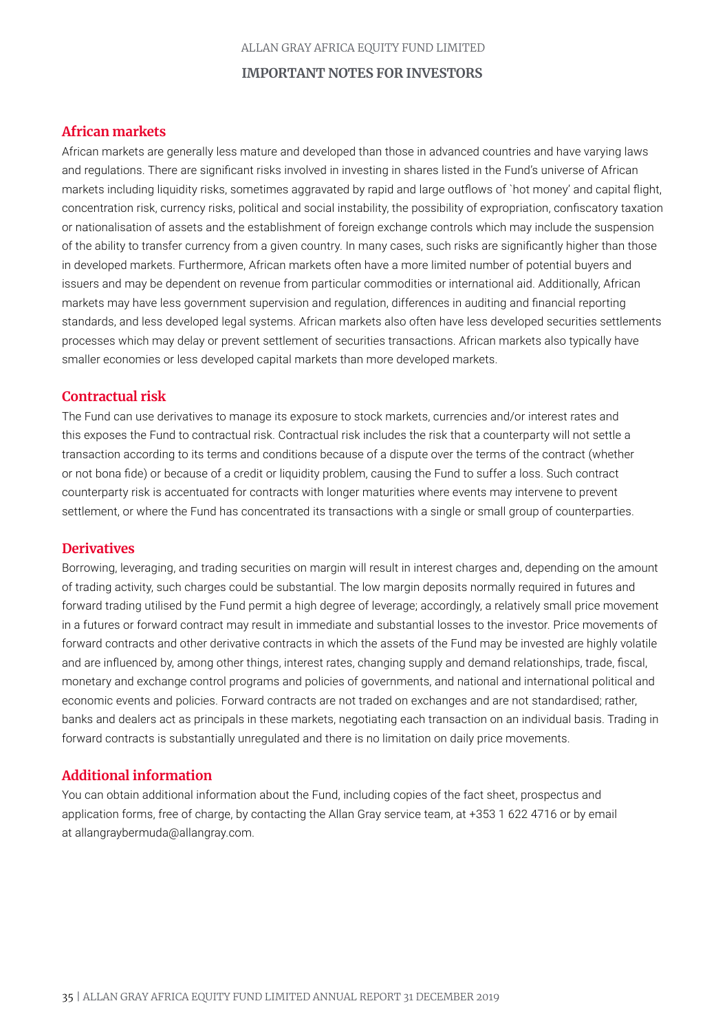## African markets

African markets are generally less mature and developed than those in advanced countries and have varying laws and regulations. There are significant risks involved in investing in shares listed in the Fund's universe of African markets including liquidity risks, sometimes aggravated by rapid and large outflows of `hot money' and capital flight, concentration risk, currency risks, political and social instability, the possibility of expropriation, confiscatory taxation or nationalisation of assets and the establishment of foreign exchange controls which may include the suspension of the ability to transfer currency from a given country. In many cases, such risks are significantly higher than those in developed markets. Furthermore, African markets often have a more limited number of potential buyers and issuers and may be dependent on revenue from particular commodities or international aid. Additionally, African markets may have less government supervision and regulation, differences in auditing and financial reporting standards, and less developed legal systems. African markets also often have less developed securities settlements processes which may delay or prevent settlement of securities transactions. African markets also typically have smaller economies or less developed capital markets than more developed markets.

## Contractual risk

The Fund can use derivatives to manage its exposure to stock markets, currencies and/or interest rates and this exposes the Fund to contractual risk. Contractual risk includes the risk that a counterparty will not settle a transaction according to its terms and conditions because of a dispute over the terms of the contract (whether or not bona fide) or because of a credit or liquidity problem, causing the Fund to suffer a loss. Such contract counterparty risk is accentuated for contracts with longer maturities where events may intervene to prevent settlement, or where the Fund has concentrated its transactions with a single or small group of counterparties.

## Derivatives

Borrowing, leveraging, and trading securities on margin will result in interest charges and, depending on the amount of trading activity, such charges could be substantial. The low margin deposits normally required in futures and forward trading utilised by the Fund permit a high degree of leverage; accordingly, a relatively small price movement in a futures or forward contract may result in immediate and substantial losses to the investor. Price movements of forward contracts and other derivative contracts in which the assets of the Fund may be invested are highly volatile and are influenced by, among other things, interest rates, changing supply and demand relationships, trade, fiscal, monetary and exchange control programs and policies of governments, and national and international political and economic events and policies. Forward contracts are not traded on exchanges and are not standardised; rather, banks and dealers act as principals in these markets, negotiating each transaction on an individual basis. Trading in forward contracts is substantially unregulated and there is no limitation on daily price movements.

## Additional information

You can obtain additional information about the Fund, including copies of the fact sheet, prospectus and application forms, free of charge, by contacting the Allan Gray service team, at +353 1 622 4716 or by email at allangraybermuda@allangray.com.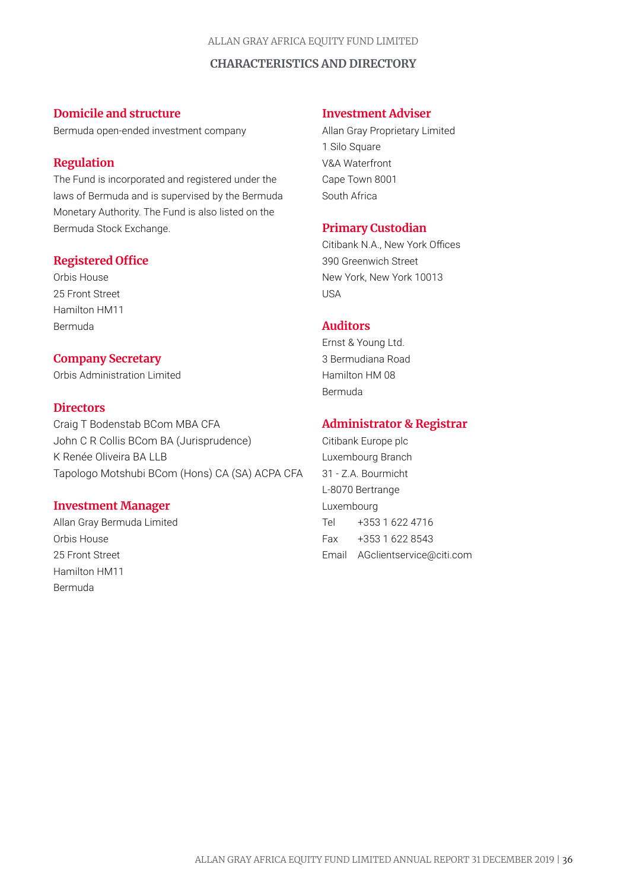# CHARACTERISTICS AND DIRECTORY

## Domicile and structure

Bermuda open-ended investment company

## Regulation

The Fund is incorporated and registered under the laws of Bermuda and is supervised by the Bermuda Monetary Authority. The Fund is also listed on the Bermuda Stock Exchange.

## Registered Office

Orbis House
25 Front Street
Hamilton HM11
Bermuda

## Company Secretary

Orbis Administration Limited

## Directors

Craig T Bodenstab BCom MBA CFA
John C R Collis BCom BA (Jurisprudence)
K Renée Oliveira BA LLB
Tapologo Motshubi BCom (Hons) CA (SA) ACPA CFA

## Investment Manager

Allan Gray Bermuda Limited
Orbis House
25 Front Street
Hamilton HM11
Bermuda

## Investment Adviser

Allan Gray Proprietary Limited
1 Silo Square
V&A Waterfront
Cape Town 8001
South Africa

## Primary Custodian

Citibank N.A., New York Offices
390 Greenwich Street
New York, New York 10013
USA

## Auditors

Ernst & Young Ltd.
3 Bermudiana Road
Hamilton HM 08
Bermuda

## Administrator & Registrar

Citibank Europe plc
Luxembourg Branch
31 - Z.A. Bourmicht
L-8070 Bertrange
Luxembourg
Tel +353 1 622 4716
Fax +353 1 622 8543
Email AGclientservice@citi.com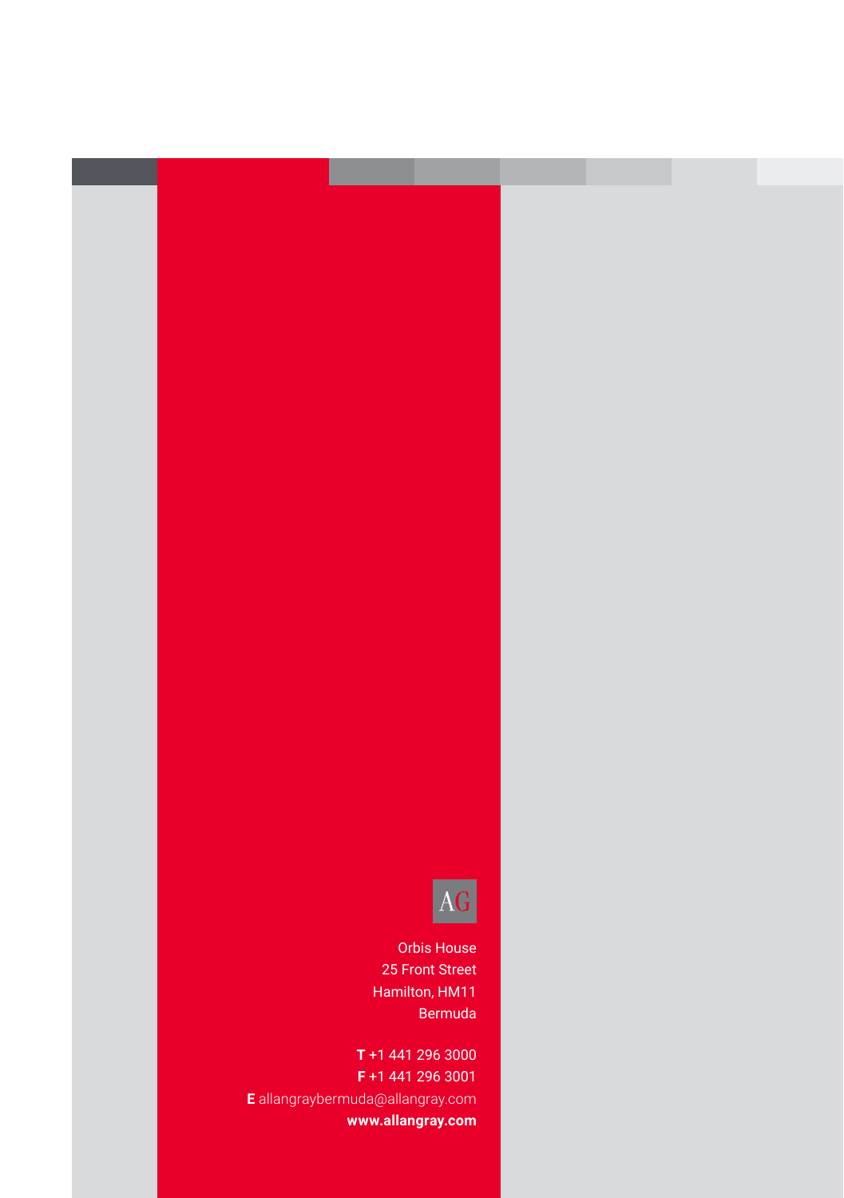AG

Orbis House
25 Front Street
Hamilton, HM11
Bermuda

**T** +1 441 296 3000
**F** +1 441 296 3001
**E** allangraybermuda@allangray.com
**www.allangray.com**